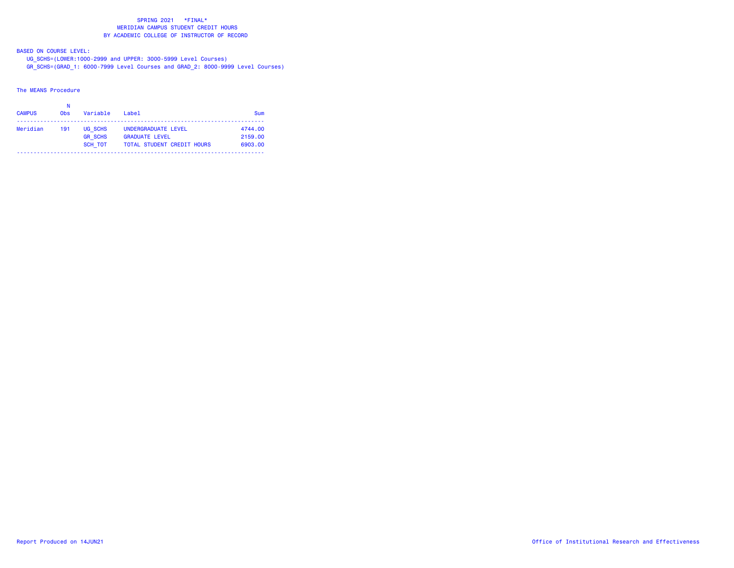# SPRING 2021 *FINAL*
## MERIDIAN CAMPUS STUDENT CREDIT HOURS
## BY ACADEMIC COLLEGE OF INSTRUCTOR OF RECORD

BASED ON COURSE LEVEL:
UG_SCHS=(LOWER:1000-2999 and UPPER: 3000-5999 Level Courses)
GR_SCHS=(GRAD_1: 6000-7999 Level Courses and GRAD_2: 8000-9999 Level Courses)

The MEANS Procedure

| CAMPUS | N Obs | Variable | Label | Sum |
|---|---|---|---|---|
| Meridian | 191 | UG_SCHS | UNDERGRADUATE LEVEL | 4744.00 |
| | | GR_SCHS | GRADUATE LEVEL | 2159.00 |
| | | SCH_TOT | TOTAL STUDENT CREDIT HOURS | 6903.00 |

Report Produced on 14JUN21

Office of Institutional Research and Effectiveness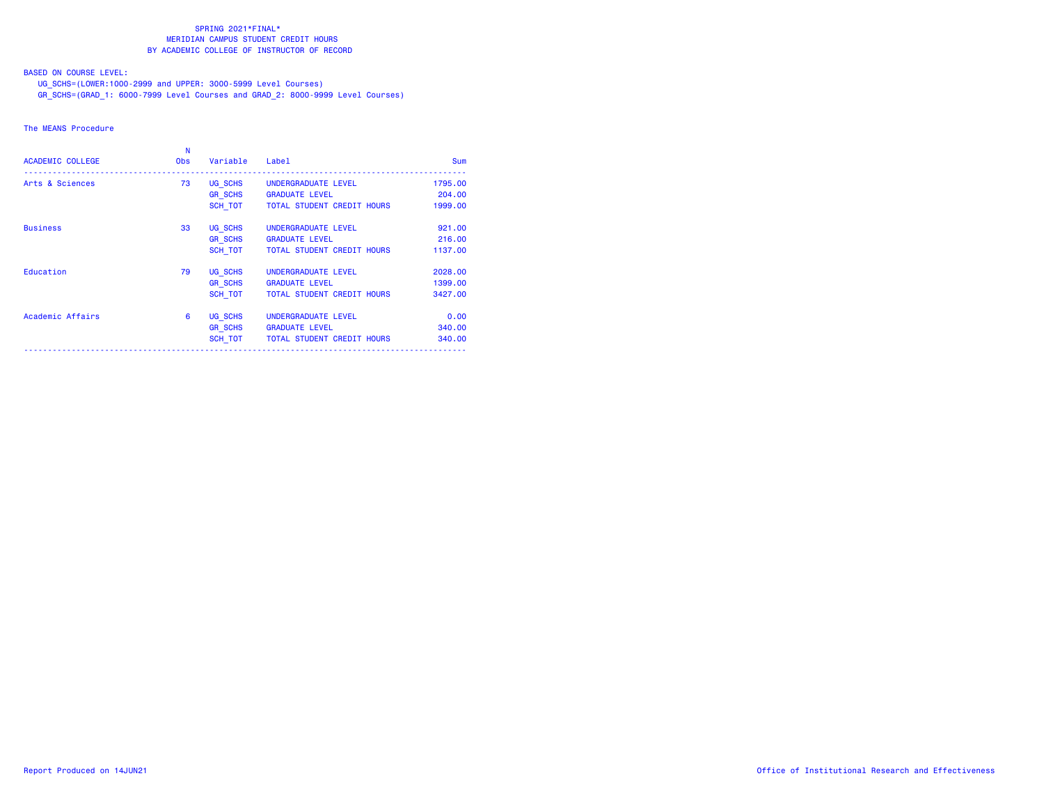SPRING 2021*FINAL*
MERIDIAN CAMPUS STUDENT CREDIT HOURS
BY ACADEMIC COLLEGE OF INSTRUCTOR OF RECORD

BASED ON COURSE LEVEL:
UG_SCHS=(LOWER:1000-2999 and UPPER: 3000-5999 Level Courses)
GR_SCHS=(GRAD_1: 6000-7999 Level Courses and GRAD_2: 8000-9999 Level Courses)

The MEANS Procedure

| ACADEMIC COLLEGE | N Obs | Variable | Label | Sum |
|---|---|---|---|---|
| Arts & Sciences | 73 | UG_SCHS | UNDERGRADUATE LEVEL | 1795.00 |
| | | GR_SCHS | GRADUATE LEVEL | 204.00 |
| | | SCH_TOT | TOTAL STUDENT CREDIT HOURS | 1999.00 |
| Business | 33 | UG_SCHS | UNDERGRADUATE LEVEL | 921.00 |
| | | GR_SCHS | GRADUATE LEVEL | 216.00 |
| | | SCH_TOT | TOTAL STUDENT CREDIT HOURS | 1137.00 |
| Education | 79 | UG_SCHS | UNDERGRADUATE LEVEL | 2028.00 |
| | | GR_SCHS | GRADUATE LEVEL | 1399.00 |
| | | SCH_TOT | TOTAL STUDENT CREDIT HOURS | 3427.00 |
| Academic Affairs | 6 | UG_SCHS | UNDERGRADUATE LEVEL | 0.00 |
| | | GR_SCHS | GRADUATE LEVEL | 340.00 |
| | | SCH_TOT | TOTAL STUDENT CREDIT HOURS | 340.00 |

Report Produced on 14JUN21 Office of Institutional Research and Effectiveness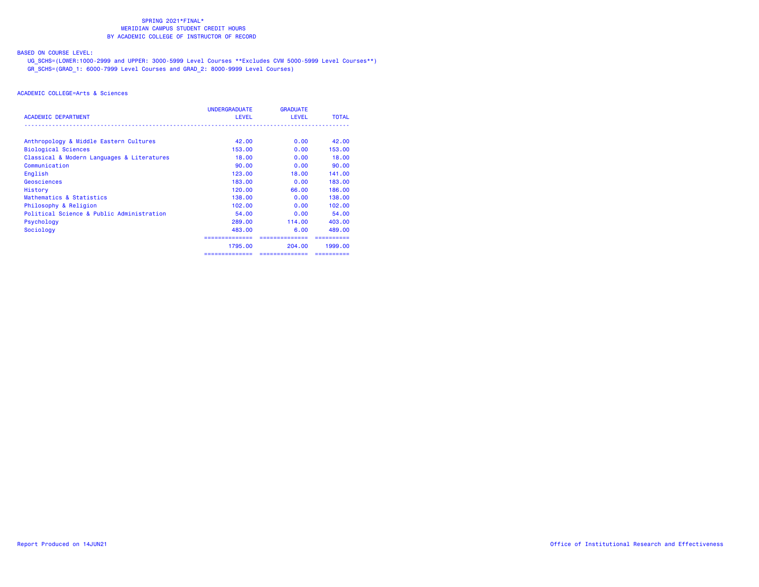SPRING 2021*FINAL*
MERIDIAN CAMPUS STUDENT CREDIT HOURS
BY ACADEMIC COLLEGE OF INSTRUCTOR OF RECORD

BASED ON COURSE LEVEL:
UG_SCHS=(LOWER:1000-2999 and UPPER: 3000-5999 Level Courses **Excludes CVM 5000-5999 Level Courses**)
GR_SCHS=(GRAD_1: 6000-7999 Level Courses and GRAD_2: 8000-9999 Level Courses)

ACADEMIC COLLEGE=Arts & Sciences

| ACADEMIC DEPARTMENT | UNDERGRADUATE LEVEL | GRADUATE LEVEL | TOTAL |
|---|---|---|---|
| Anthropology & Middle Eastern Cultures | 42.00 | 0.00 | 42.00 |
| Biological Sciences | 153.00 | 0.00 | 153.00 |
| Classical & Modern Languages & Literatures | 18.00 | 0.00 | 18.00 |
| Communication | 90.00 | 0.00 | 90.00 |
| English | 123.00 | 18.00 | 141.00 |
| Geosciences | 183.00 | 0.00 | 183.00 |
| History | 120.00 | 66.00 | 186.00 |
| Mathematics & Statistics | 138.00 | 0.00 | 138.00 |
| Philosophy & Religion | 102.00 | 0.00 | 102.00 |
| Political Science & Public Administration | 54.00 | 0.00 | 54.00 |
| Psychology | 289.00 | 114.00 | 403.00 |
| Sociology | 483.00 | 6.00 | 489.00 |
| | 1795.00 | 204.00 | 1999.00 |

Report Produced on 14JUN21

Office of Institutional Research and Effectiveness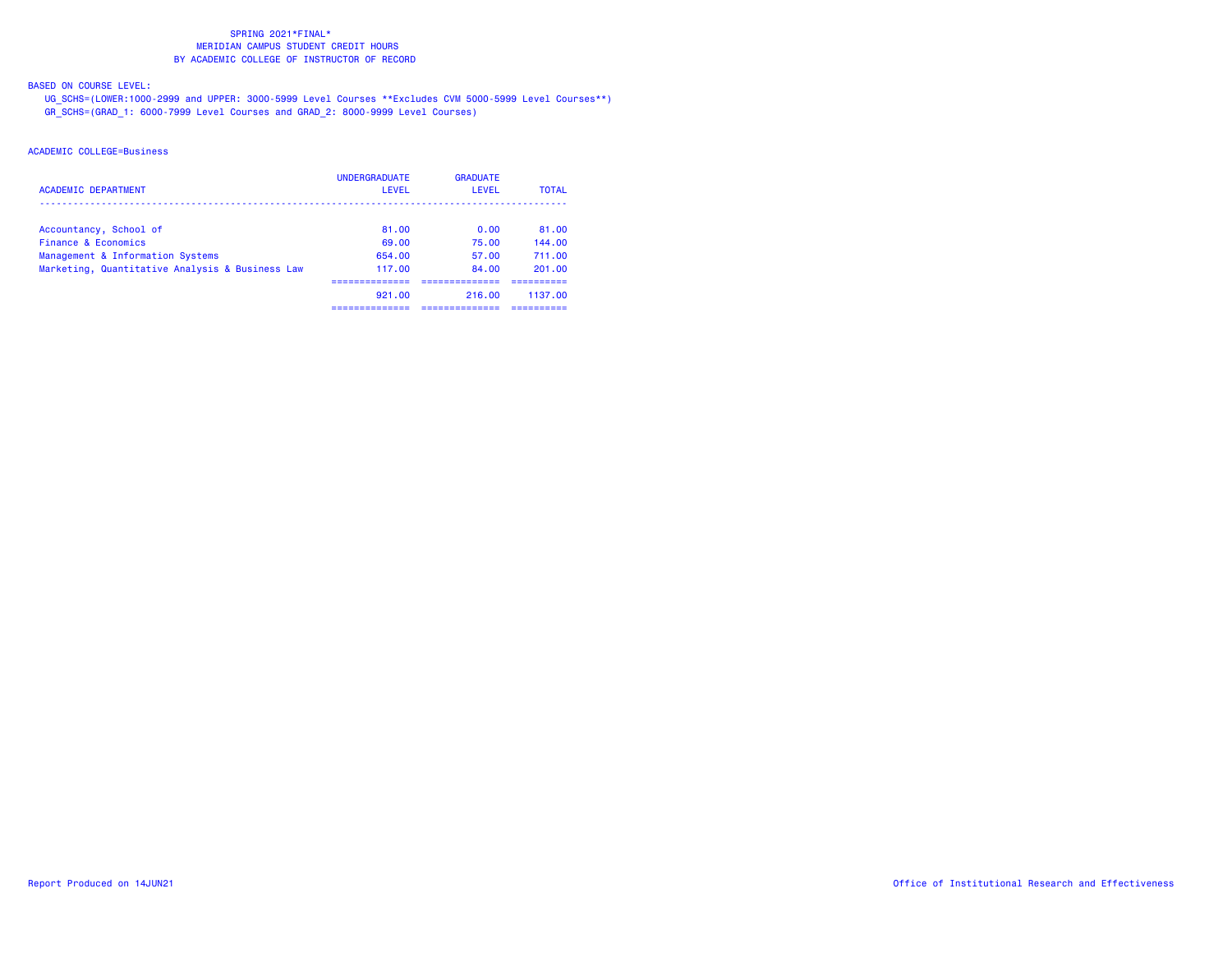SPRING 2021*FINAL*
MERIDIAN CAMPUS STUDENT CREDIT HOURS
BY ACADEMIC COLLEGE OF INSTRUCTOR OF RECORD

BASED ON COURSE LEVEL:
UG_SCHS=(LOWER:1000-2999 and UPPER: 3000-5999 Level Courses **Excludes CVM 5000-5999 Level Courses**)
GR_SCHS=(GRAD_1: 6000-7999 Level Courses and GRAD_2: 8000-9999 Level Courses)

ACADEMIC COLLEGE=Business

| ACADEMIC DEPARTMENT | UNDERGRADUATE LEVEL | GRADUATE LEVEL | TOTAL |
|---|---|---|---|
| Accountancy, School of | 81.00 | 0.00 | 81.00 |
| Finance & Economics | 69.00 | 75.00 | 144.00 |
| Management & Information Systems | 654.00 | 57.00 | 711.00 |
| Marketing, Quantitative Analysis & Business Law | 117.00 | 84.00 | 201.00 |
| | 921.00 | 216.00 | 1137.00 |

Report Produced on 14JUN21

Office of Institutional Research and Effectiveness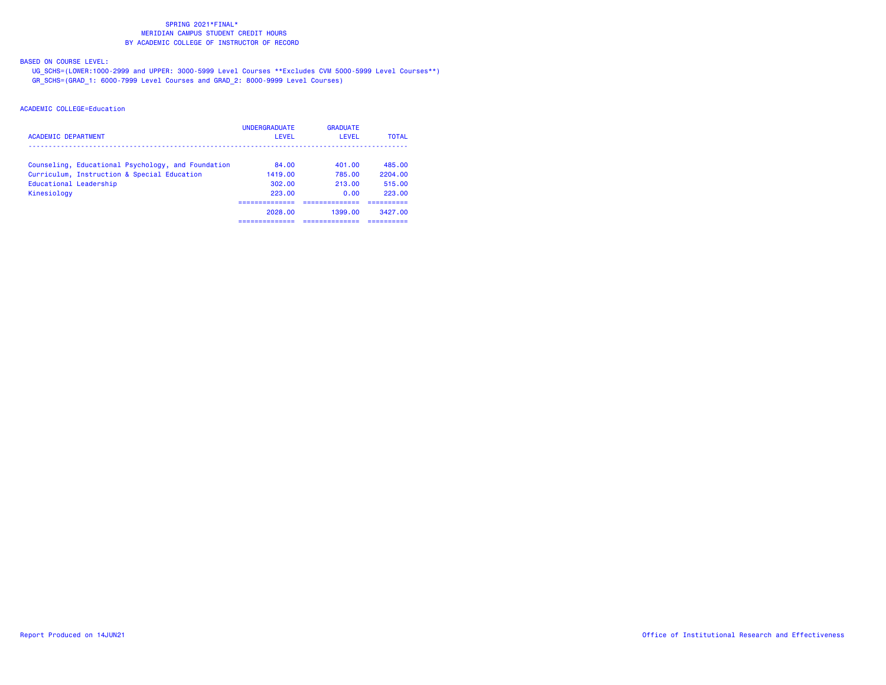SPRING 2021*FINAL*
MERIDIAN CAMPUS STUDENT CREDIT HOURS
BY ACADEMIC COLLEGE OF INSTRUCTOR OF RECORD

BASED ON COURSE LEVEL:
UG_SCHS=(LOWER:1000-2999 and UPPER: 3000-5999 Level Courses **Excludes CVM 5000-5999 Level Courses**)
GR_SCHS=(GRAD_1: 6000-7999 Level Courses and GRAD_2: 8000-9999 Level Courses)

ACADEMIC COLLEGE=Education

| ACADEMIC DEPARTMENT | UNDERGRADUATE LEVEL | GRADUATE LEVEL | TOTAL |
|---|---|---|---|
| Counseling, Educational Psychology, and Foundation | 84.00 | 401.00 | 485.00 |
| Curriculum, Instruction & Special Education | 1419.00 | 785.00 | 2204.00 |
| Educational Leadership | 302.00 | 213.00 | 515.00 |
| Kinesiology | 223.00 | 0.00 | 223.00 |
| | 2028.00 | 1399.00 | 3427.00 |

Report Produced on 14JUN21

Office of Institutional Research and Effectiveness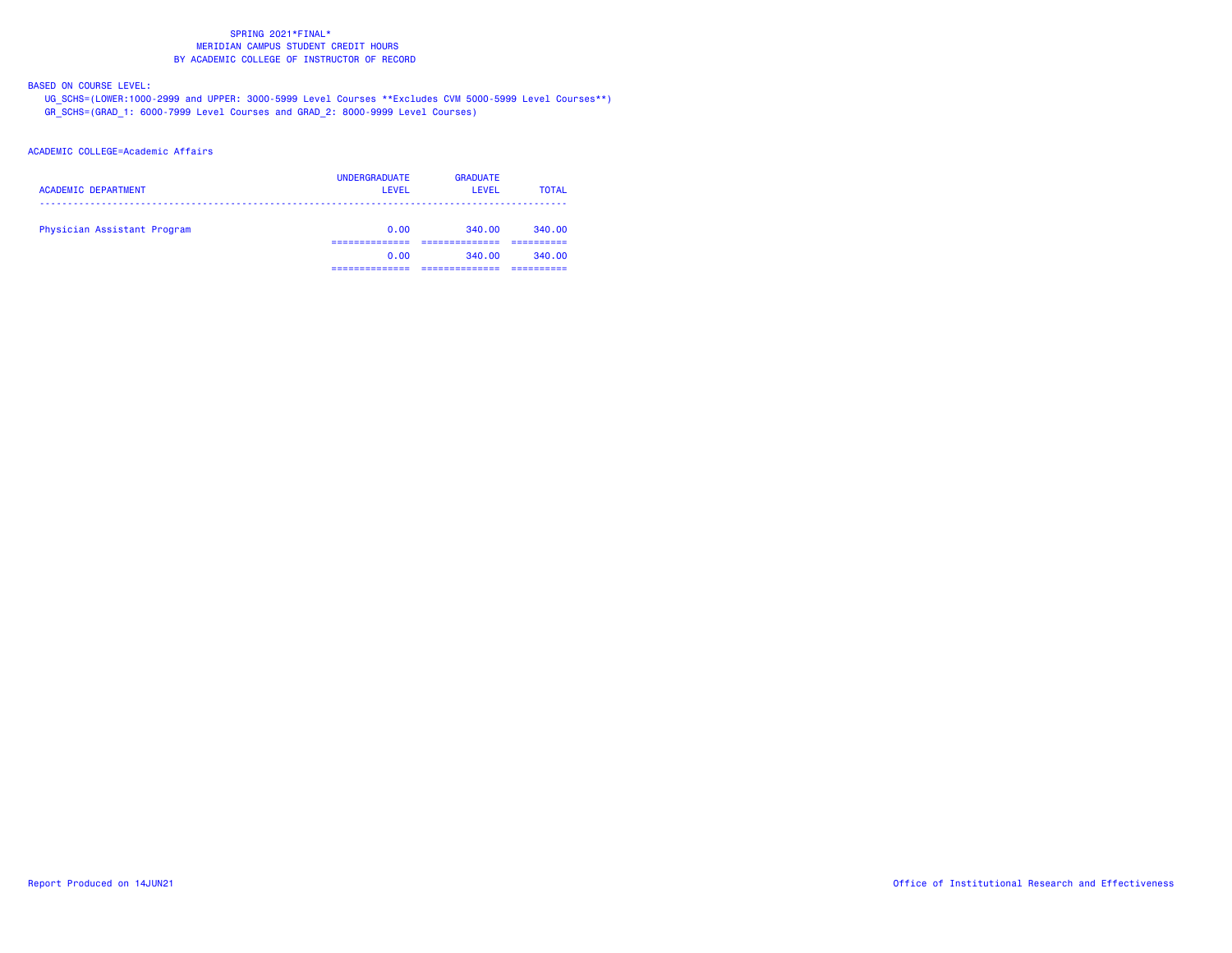SPRING 2021*FINAL*
MERIDIAN CAMPUS STUDENT CREDIT HOURS
BY ACADEMIC COLLEGE OF INSTRUCTOR OF RECORD

BASED ON COURSE LEVEL:
UG_SCHS=(LOWER:1000-2999 and UPPER: 3000-5999 Level Courses **Excludes CVM 5000-5999 Level Courses**)
GR_SCHS=(GRAD_1: 6000-7999 Level Courses and GRAD_2: 8000-9999 Level Courses)

ACADEMIC COLLEGE=Academic Affairs

| ACADEMIC DEPARTMENT | UNDERGRADUATE LEVEL | GRADUATE LEVEL | TOTAL |
|---|---|---|---|
| Physician Assistant Program | 0.00 | 340.00 | 340.00 |
| | 0.00 | 340.00 | 340.00 |

Report Produced on 14JUN21

Office of Institutional Research and Effectiveness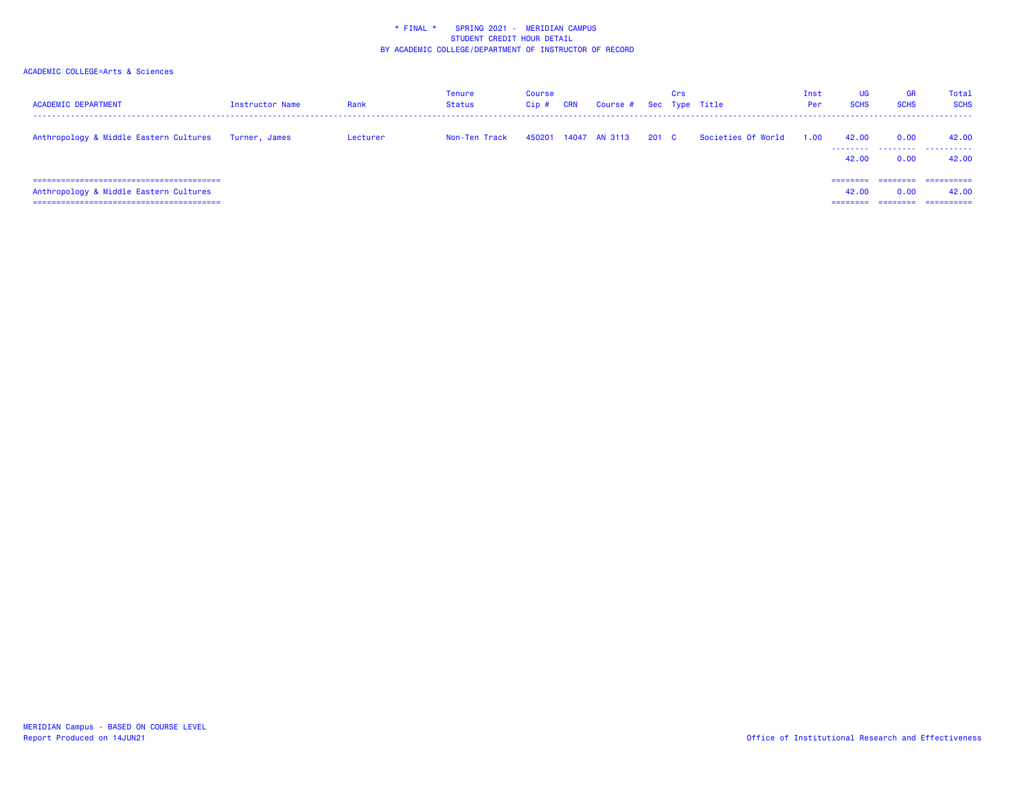\* FINAL \*    SPRING 2021 -  MERIDIAN CAMPUS
STUDENT CREDIT HOUR DETAIL
BY ACADEMIC COLLEGE/DEPARTMENT OF INSTRUCTOR OF RECORD

ACADEMIC COLLEGE=Arts & Sciences

| ACADEMIC DEPARTMENT | Instructor Name | Rank | Tenure Status | Course Cip # | CRN | Course # | Sec | Crs Type | Title | Inst Per | UG SCHS | GR SCHS | Total SCHS |
|---|---|---|---|---|---|---|---|---|---|---|---|---|---|
| Anthropology & Middle Eastern Cultures | Turner, James | Lecturer | Non-Ten Track | 450201 | 14047 | AN 3113 | 201 | C | Societies Of World | 1.00 | 42.00 | 0.00 | 42.00 |
| | | | | | | | | | | | 42.00 | 0.00 | 42.00 |
| Anthropology & Middle Eastern Cultures | | | | | | | | | | | 42.00 | 0.00 | 42.00 |

MERIDIAN Campus - BASED ON COURSE LEVEL
Report Produced on 14JUN21

Office of Institutional Research and Effectiveness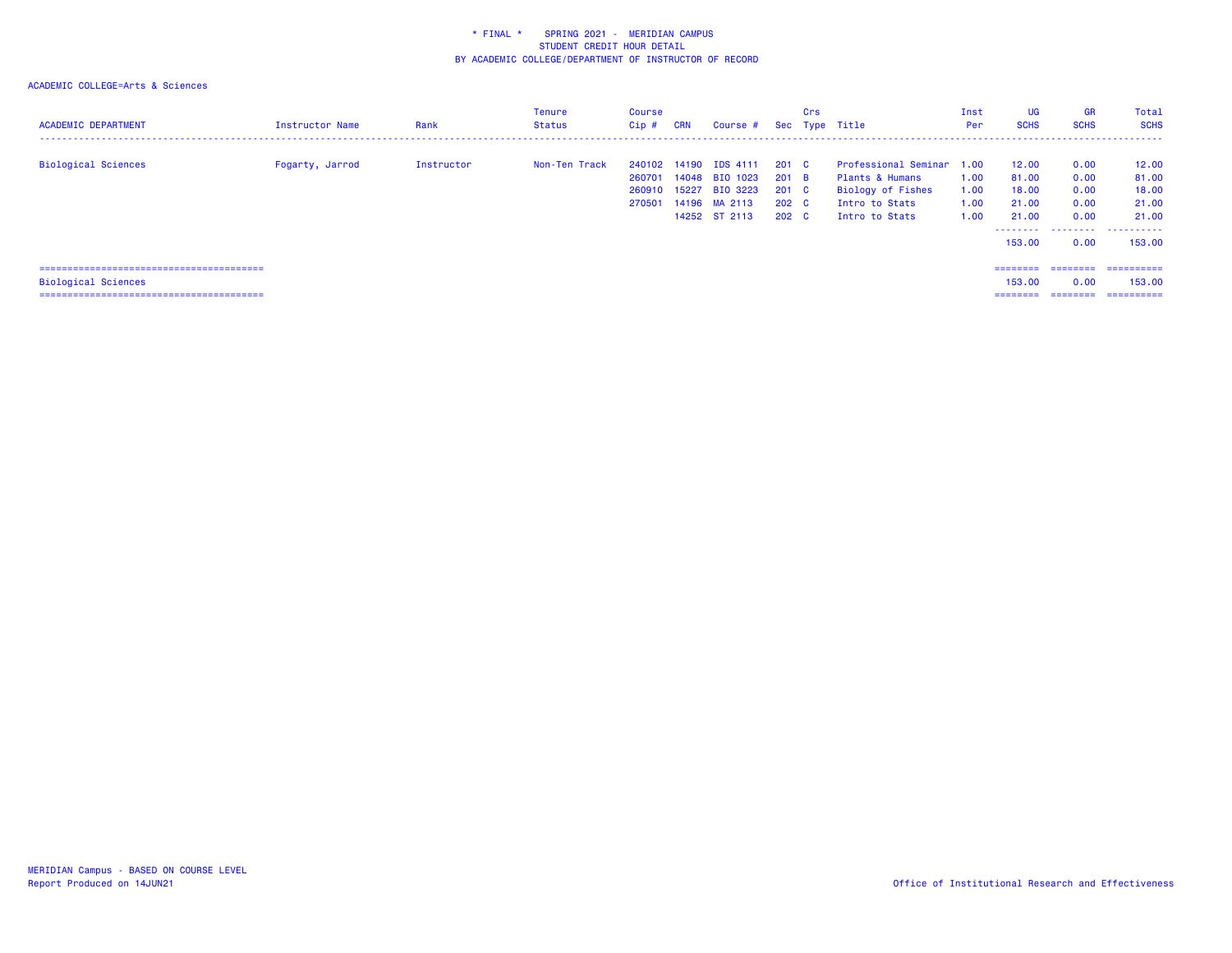\* FINAL \*  SPRING 2021 - MERIDIAN CAMPUS
STUDENT CREDIT HOUR DETAIL
BY ACADEMIC COLLEGE/DEPARTMENT OF INSTRUCTOR OF RECORD

ACADEMIC COLLEGE=Arts & Sciences

| ACADEMIC DEPARTMENT | Instructor Name | Rank | Tenure Status | Course Cip # | CRN | Course # | Sec | Crs Type | Title | Inst Per | UG SCHS | GR SCHS | Total SCHS |
|---|---|---|---|---|---|---|---|---|---|---|---|---|---|
| Biological Sciences | Fogarty, Jarrod | Instructor | Non-Ten Track | 240102 | 14190 | IDS 4111 | 201 | C | Professional Seminar | 1.00 | 12.00 | 0.00 | 12.00 |
| | | | | 260701 | 14048 | BIO 1023 | 201 | B | Plants & Humans | 1.00 | 81.00 | 0.00 | 81.00 |
| | | | | 260910 | 15227 | BIO 3223 | 201 | C | Biology of Fishes | 1.00 | 18.00 | 0.00 | 18.00 |
| | | | | 270501 | 14196 | MA 2113 | 202 | C | Intro to Stats | 1.00 | 21.00 | 0.00 | 21.00 |
| | | | | | 14252 | ST 2113 | 202 | C | Intro to Stats | 1.00 | 21.00 | 0.00 | 21.00 |
| | | | | | | | | | | | 153.00 | 0.00 | 153.00 |
| Biological Sciences | | | | | | | | | | | 153.00 | 0.00 | 153.00 |

MERIDIAN Campus - BASED ON COURSE LEVEL
Report Produced on 14JUN21
Office of Institutional Research and Effectiveness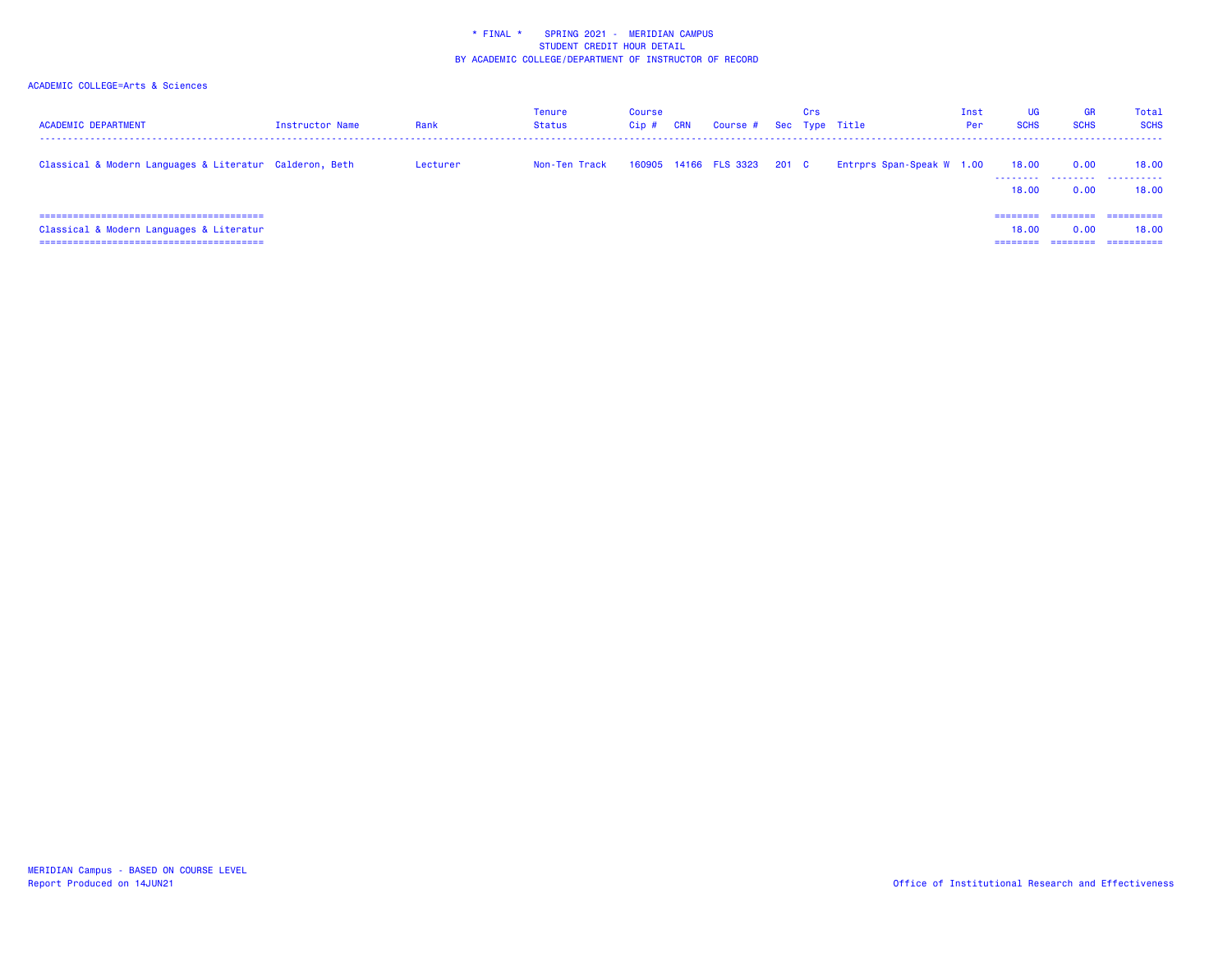# * FINAL * SPRING 2021 - MERIDIAN CAMPUS
## STUDENT CREDIT HOUR DETAIL
## BY ACADEMIC COLLEGE/DEPARTMENT OF INSTRUCTOR OF RECORD

ACADEMIC COLLEGE=Arts & Sciences

| ACADEMIC DEPARTMENT | Instructor Name | Rank | Tenure Status | Course Cip # | CRN | Course # | Sec | Crs Type | Title | Inst Per | UG SCHS | GR SCHS | Total SCHS |
|---|---|---|---|---|---|---|---|---|---|---|---|---|---|
| Classical & Modern Languages & Literatur | Calderon, Beth | Lecturer | Non-Ten Track | 160905 | 14166 | FLS 3323 | 201 | C | Entrprs Span-Speak W | 1.00 | 18.00 | 0.00 | 18.00 |
| | | | | | | | | | | | 18.00 | 0.00 | 18.00 |
| Classical & Modern Languages & Literatur | | | | | | | | | | | 18.00 | 0.00 | 18.00 |

MERIDIAN Campus - BASED ON COURSE LEVEL
Report Produced on 14JUN21

Office of Institutional Research and Effectiveness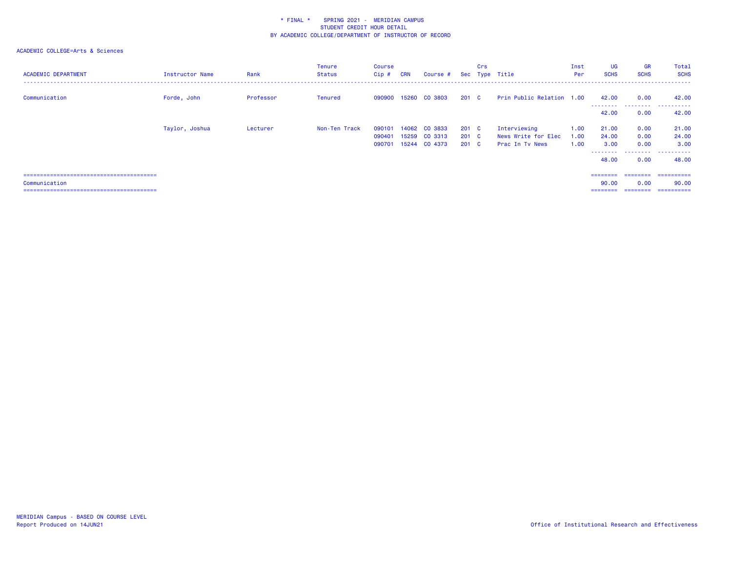\* FINAL \*    SPRING 2021 - MERIDIAN CAMPUS
STUDENT CREDIT HOUR DETAIL
BY ACADEMIC COLLEGE/DEPARTMENT OF INSTRUCTOR OF RECORD

ACADEMIC COLLEGE=Arts & Sciences

| ACADEMIC DEPARTMENT | Instructor Name | Rank | Tenure Status | Course Cip # | CRN | Course # | Sec | Crs Type | Title | Inst Per | UG SCHS | GR SCHS | Total SCHS |
|---|---|---|---|---|---|---|---|---|---|---|---|---|---|
| Communication | Forde, John | Professor | Tenured | 090900 | 15260 | CO 3803 | 201 | C | Prin Public Relation | 1.00 | 42.00 | 0.00 | 42.00 |
| | | | | | | | | | | | 42.00 | 0.00 | 42.00 |
| | Taylor, Joshua | Lecturer | Non-Ten Track | 090101 | 14062 | CO 3833 | 201 | C | Interviewing | 1.00 | 21.00 | 0.00 | 21.00 |
| | | | | 090401 | 15259 | CO 3313 | 201 | C | News Write for Elec | 1.00 | 24.00 | 0.00 | 24.00 |
| | | | | 090701 | 15244 | CO 4373 | 201 | C | Prac In Tv News | 1.00 | 3.00 | 0.00 | 3.00 |
| | | | | | | | | | | | 48.00 | 0.00 | 48.00 |
| Communication | | | | | | | | | | | 90.00 | 0.00 | 90.00 |

MERIDIAN Campus - BASED ON COURSE LEVEL
Report Produced on 14JUN21

Office of Institutional Research and Effectiveness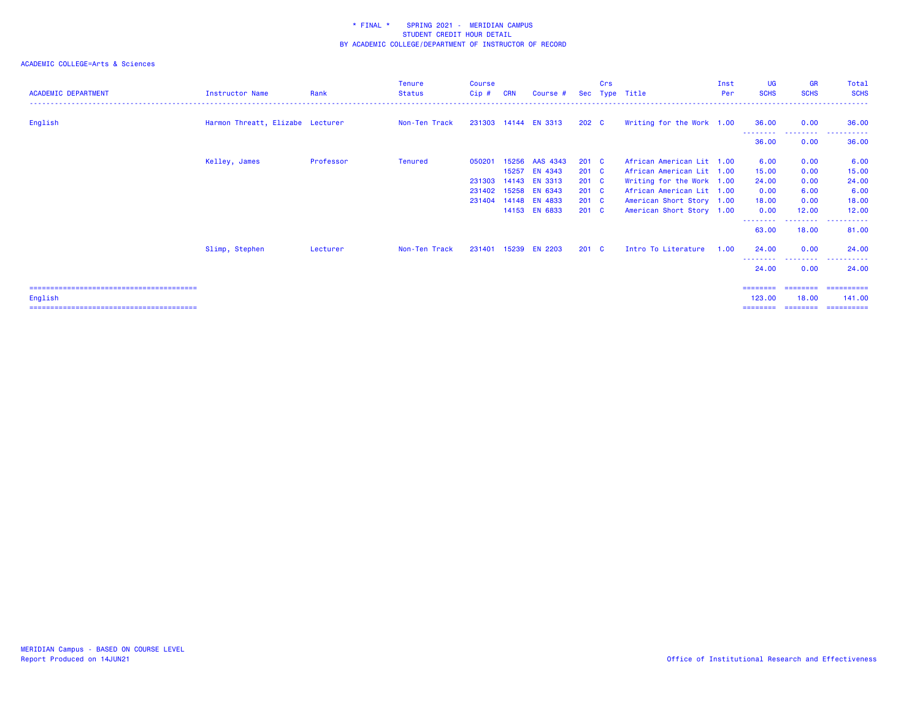\* FINAL \* SPRING 2021 - MERIDIAN CAMPUS
STUDENT CREDIT HOUR DETAIL
BY ACADEMIC COLLEGE/DEPARTMENT OF INSTRUCTOR OF RECORD

ACADEMIC COLLEGE=Arts & Sciences

| ACADEMIC DEPARTMENT | Instructor Name | Rank | Tenure Status | Course Cip # | CRN | Course # | Sec | Crs Type | Title | Inst Per | UG SCHS | GR SCHS | Total SCHS |
|---|---|---|---|---|---|---|---|---|---|---|---|---|---|
| English | Harmon Threatt, Elizabe | Lecturer | Non-Ten Track | 231303 | 14144 | EN 3313 | 202 | C | Writing for the Work | 1.00 | 36.00 | 0.00 | 36.00 |
| | | | | | | | | | | | 36.00 | 0.00 | 36.00 |
| | Kelley, James | Professor | Tenured | 050201 | 15256 | AAS 4343 | 201 | C | African American Lit | 1.00 | 6.00 | 0.00 | 6.00 |
| | | | | | 15257 | EN 4343 | 201 | C | African American Lit | 1.00 | 15.00 | 0.00 | 15.00 |
| | | | | 231303 | 14143 | EN 3313 | 201 | C | Writing for the Work | 1.00 | 24.00 | 0.00 | 24.00 |
| | | | | 231402 | 15258 | EN 6343 | 201 | C | African American Lit | 1.00 | 0.00 | 6.00 | 6.00 |
| | | | | 231404 | 14148 | EN 4833 | 201 | C | American Short Story | 1.00 | 18.00 | 0.00 | 18.00 |
| | | | | | 14153 | EN 6833 | 201 | C | American Short Story | 1.00 | 0.00 | 12.00 | 12.00 |
| | | | | | | | | | | | 63.00 | 18.00 | 81.00 |
| | Slimp, Stephen | Lecturer | Non-Ten Track | 231401 | 15239 | EN 2203 | 201 | C | Intro To Literature | 1.00 | 24.00 | 0.00 | 24.00 |
| | | | | | | | | | | | 24.00 | 0.00 | 24.00 |
| English | | | | | | | | | | | 123.00 | 18.00 | 141.00 |

MERIDIAN Campus - BASED ON COURSE LEVEL
Report Produced on 14JUN21

Office of Institutional Research and Effectiveness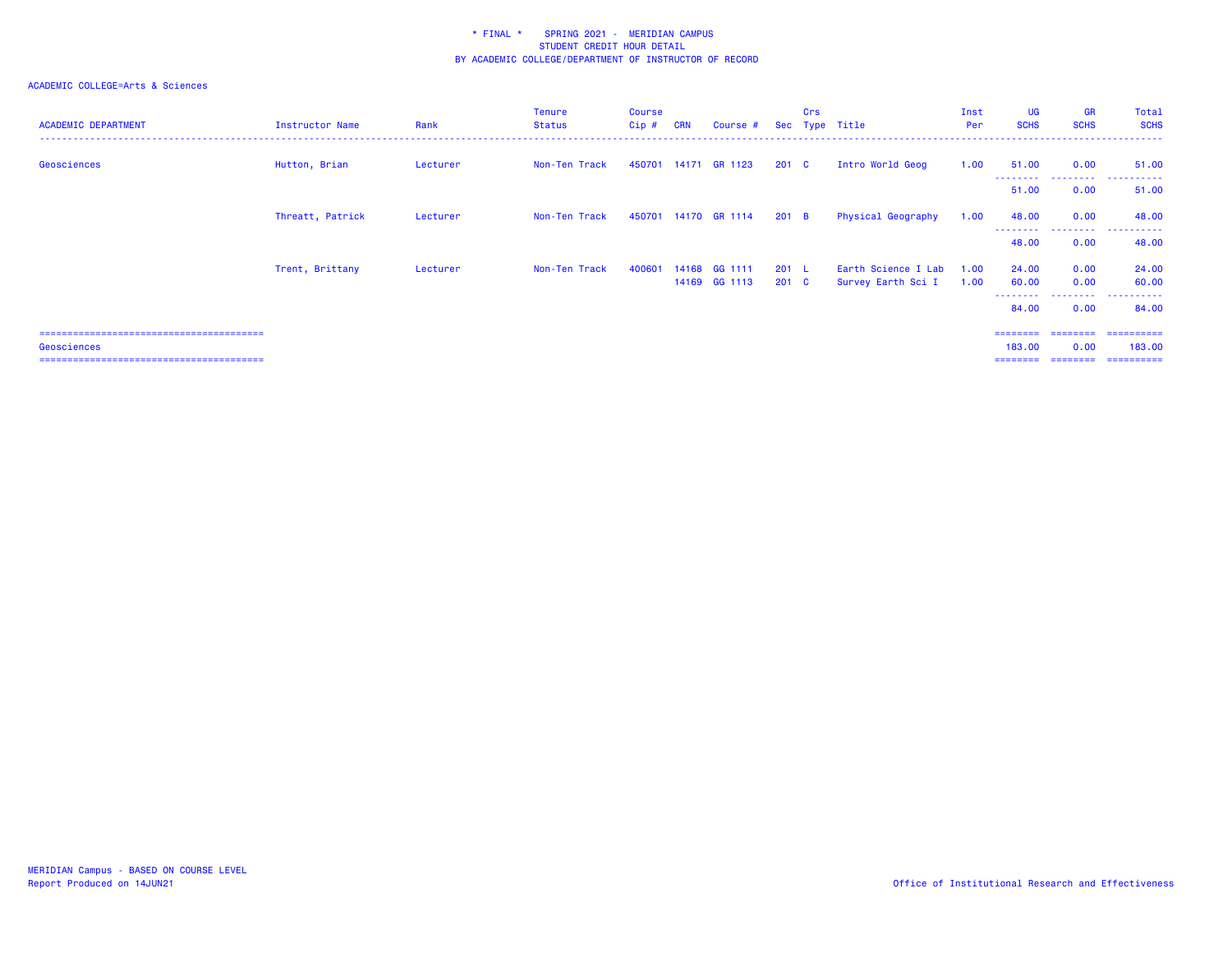\* FINAL \* SPRING 2021 - MERIDIAN CAMPUS
STUDENT CREDIT HOUR DETAIL
BY ACADEMIC COLLEGE/DEPARTMENT OF INSTRUCTOR OF RECORD

ACADEMIC COLLEGE=Arts & Sciences

| ACADEMIC DEPARTMENT | Instructor Name | Rank | Tenure Status | Course Cip # | CRN | Course # | Sec | Crs Type | Title | Inst Per | UG SCHS | GR SCHS | Total SCHS |
|---|---|---|---|---|---|---|---|---|---|---|---|---|---|
| Geosciences | Hutton, Brian | Lecturer | Non-Ten Track | 450701 | 14171 | GR 1123 | 201 | C | Intro World Geog | 1.00 | 51.00 | 0.00 | 51.00 |
| | | | | | | | | | | | 51.00 | 0.00 | 51.00 |
| | Threatt, Patrick | Lecturer | Non-Ten Track | 450701 | 14170 | GR 1114 | 201 | B | Physical Geography | 1.00 | 48.00 | 0.00 | 48.00 |
| | | | | | | | | | | | 48.00 | 0.00 | 48.00 |
| | Trent, Brittany | Lecturer | Non-Ten Track | 400601 | 14168 | GG 1111 | 201 | L | Earth Science I Lab | 1.00 | 24.00 | 0.00 | 24.00 |
| | | | | | 14169 | GG 1113 | 201 | C | Survey Earth Sci I | 1.00 | 60.00 | 0.00 | 60.00 |
| | | | | | | | | | | | 84.00 | 0.00 | 84.00 |
| Geosciences | | | | | | | | | | | 183.00 | 0.00 | 183.00 |

MERIDIAN Campus - BASED ON COURSE LEVEL
Report Produced on 14JUN21

Office of Institutional Research and Effectiveness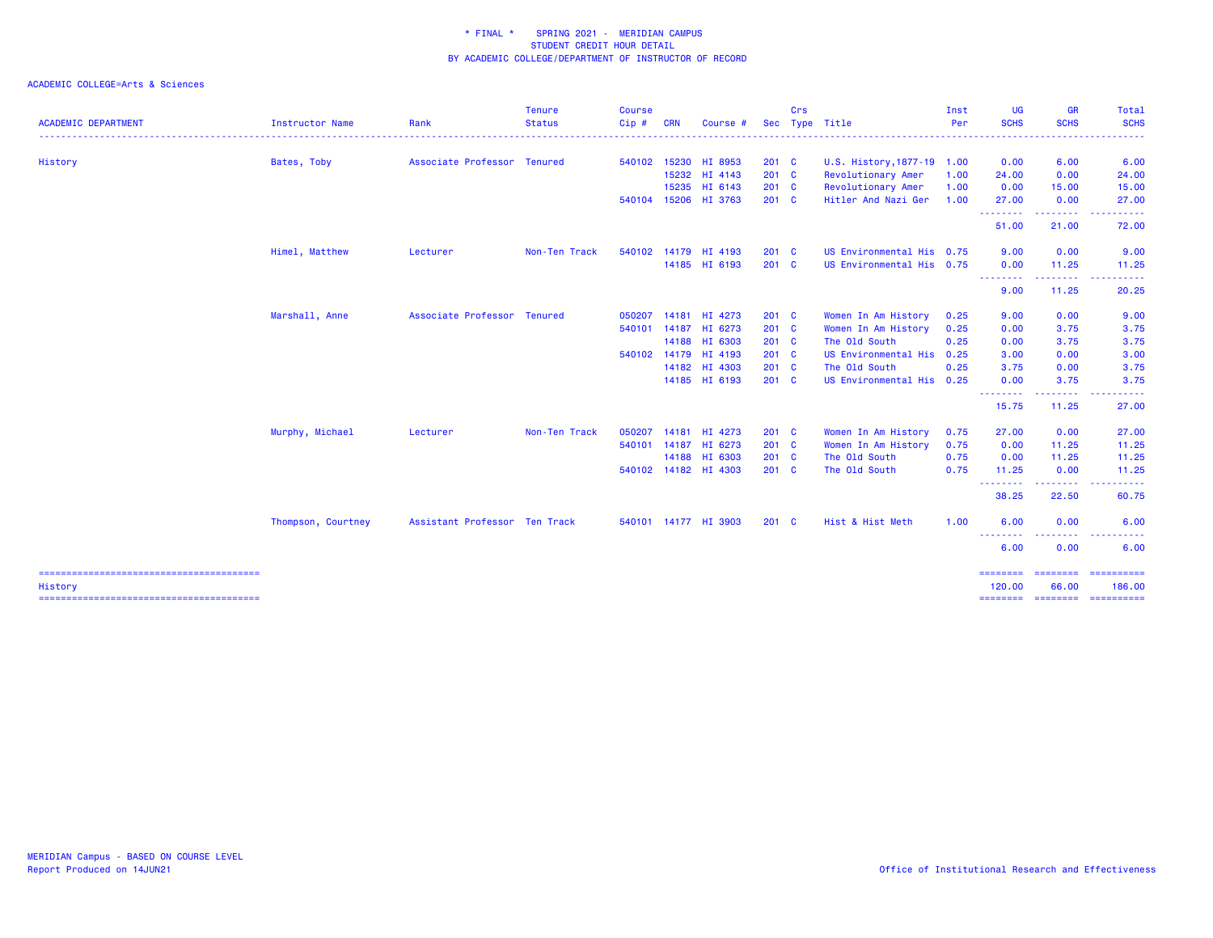\* FINAL \* SPRING 2021 - MERIDIAN CAMPUS
STUDENT CREDIT HOUR DETAIL
BY ACADEMIC COLLEGE/DEPARTMENT OF INSTRUCTOR OF RECORD

ACADEMIC COLLEGE=Arts & Sciences

| ACADEMIC DEPARTMENT | Instructor Name | Rank | Tenure Status | Course Cip # | CRN | Course # | Sec | Crs Type | Title | Inst Per | UG SCHS | GR SCHS | Total SCHS |
|---|---|---|---|---|---|---|---|---|---|---|---|---|---|
| History | Bates, Toby | Associate Professor | Tenured | 540102 | 15230 | HI 8953 | 201 | C | U.S. History,1877-19 | 1.00 | 0.00 | 6.00 | 6.00 |
| | | | | | 15232 | HI 4143 | 201 | C | Revolutionary Amer | 1.00 | 24.00 | 0.00 | 24.00 |
| | | | | | 15235 | HI 6143 | 201 | C | Revolutionary Amer | 1.00 | 0.00 | 15.00 | 15.00 |
| | | | | 540104 | 15206 | HI 3763 | 201 | C | Hitler And Nazi Ger | 1.00 | 27.00 | 0.00 | 27.00 |
| | | | | | | | | | | | 51.00 | 21.00 | 72.00 |
| | Himel, Matthew | Lecturer | Non-Ten Track | 540102 | 14179 | HI 4193 | 201 | C | US Environmental His | 0.75 | 9.00 | 0.00 | 9.00 |
| | | | | | 14185 | HI 6193 | 201 | C | US Environmental His | 0.75 | 0.00 | 11.25 | 11.25 |
| | | | | | | | | | | | 9.00 | 11.25 | 20.25 |
| | Marshall, Anne | Associate Professor | Tenured | 050207 | 14181 | HI 4273 | 201 | C | Women In Am History | 0.25 | 9.00 | 0.00 | 9.00 |
| | | | | 540101 | 14187 | HI 6273 | 201 | C | Women In Am History | 0.25 | 0.00 | 3.75 | 3.75 |
| | | | | | 14188 | HI 6303 | 201 | C | The Old South | 0.25 | 0.00 | 3.75 | 3.75 |
| | | | | 540102 | 14179 | HI 4193 | 201 | C | US Environmental His | 0.25 | 3.00 | 0.00 | 3.00 |
| | | | | | 14182 | HI 4303 | 201 | C | The Old South | 0.25 | 3.75 | 0.00 | 3.75 |
| | | | | | 14185 | HI 6193 | 201 | C | US Environmental His | 0.25 | 0.00 | 3.75 | 3.75 |
| | | | | | | | | | | | 15.75 | 11.25 | 27.00 |
| | Murphy, Michael | Lecturer | Non-Ten Track | 050207 | 14181 | HI 4273 | 201 | C | Women In Am History | 0.75 | 27.00 | 0.00 | 27.00 |
| | | | | 540101 | 14187 | HI 6273 | 201 | C | Women In Am History | 0.75 | 0.00 | 11.25 | 11.25 |
| | | | | | 14188 | HI 6303 | 201 | C | The Old South | 0.75 | 0.00 | 11.25 | 11.25 |
| | | | | 540102 | 14182 | HI 4303 | 201 | C | The Old South | 0.75 | 11.25 | 0.00 | 11.25 |
| | | | | | | | | | | | 38.25 | 22.50 | 60.75 |
| | Thompson, Courtney | Assistant Professor | Ten Track | 540101 | 14177 | HI 3903 | 201 | C | Hist & Hist Meth | 1.00 | 6.00 | 0.00 | 6.00 |
| | | | | | | | | | | | 6.00 | 0.00 | 6.00 |
| History | | | | | | | | | | | 120.00 | 66.00 | 186.00 |

MERIDIAN Campus - BASED ON COURSE LEVEL
Report Produced on 14JUN21

Office of Institutional Research and Effectiveness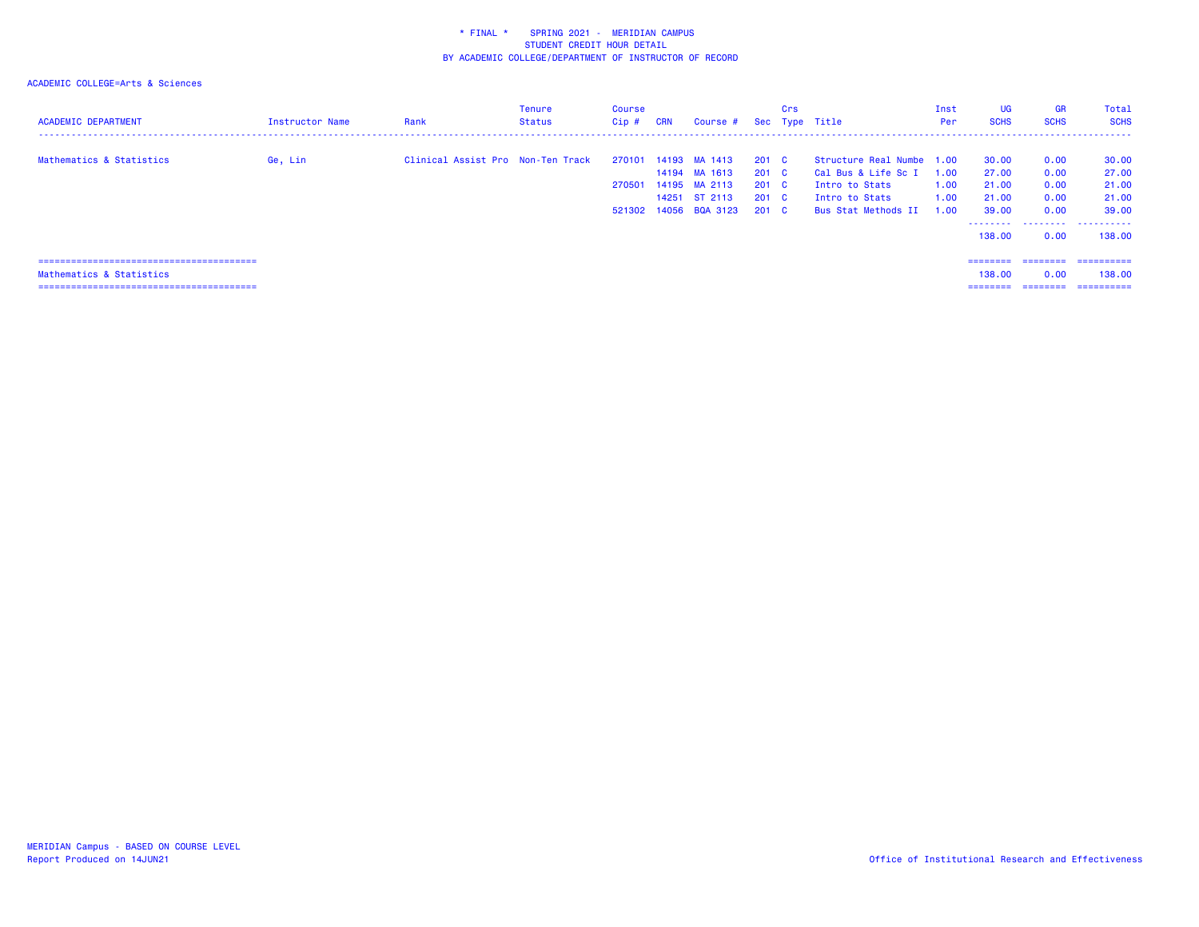\* FINAL \*    SPRING 2021 -  MERIDIAN CAMPUS
STUDENT CREDIT HOUR DETAIL
BY ACADEMIC COLLEGE/DEPARTMENT OF INSTRUCTOR OF RECORD

ACADEMIC COLLEGE=Arts & Sciences

| ACADEMIC DEPARTMENT | Instructor Name | Rank | Tenure Status | Course Cip # | CRN | Course # | Sec | Crs Type | Title | Inst Per | UG SCHS | GR SCHS | Total SCHS |
|---|---|---|---|---|---|---|---|---|---|---|---|---|---|
| Mathematics & Statistics | Ge, Lin | Clinical Assist Pro | Non-Ten Track | 270101 | 14193 | MA 1413 | 201 | C | Structure Real Numbe | 1.00 | 30.00 | 0.00 | 30.00 |
| | | | | | 14194 | MA 1613 | 201 | C | Cal Bus & Life Sc I | 1.00 | 27.00 | 0.00 | 27.00 |
| | | | | 270501 | 14195 | MA 2113 | 201 | C | Intro to Stats | 1.00 | 21.00 | 0.00 | 21.00 |
| | | | | | 14251 | ST 2113 | 201 | C | Intro to Stats | 1.00 | 21.00 | 0.00 | 21.00 |
| | | | | 521302 | 14056 | BQA 3123 | 201 | C | Bus Stat Methods II | 1.00 | 39.00 | 0.00 | 39.00 |
| | | | | | | | | | | | 138.00 | 0.00 | 138.00 |
| Mathematics & Statistics | | | | | | | | | | | 138.00 | 0.00 | 138.00 |

MERIDIAN Campus - BASED ON COURSE LEVEL
Report Produced on 14JUN21

Office of Institutional Research and Effectiveness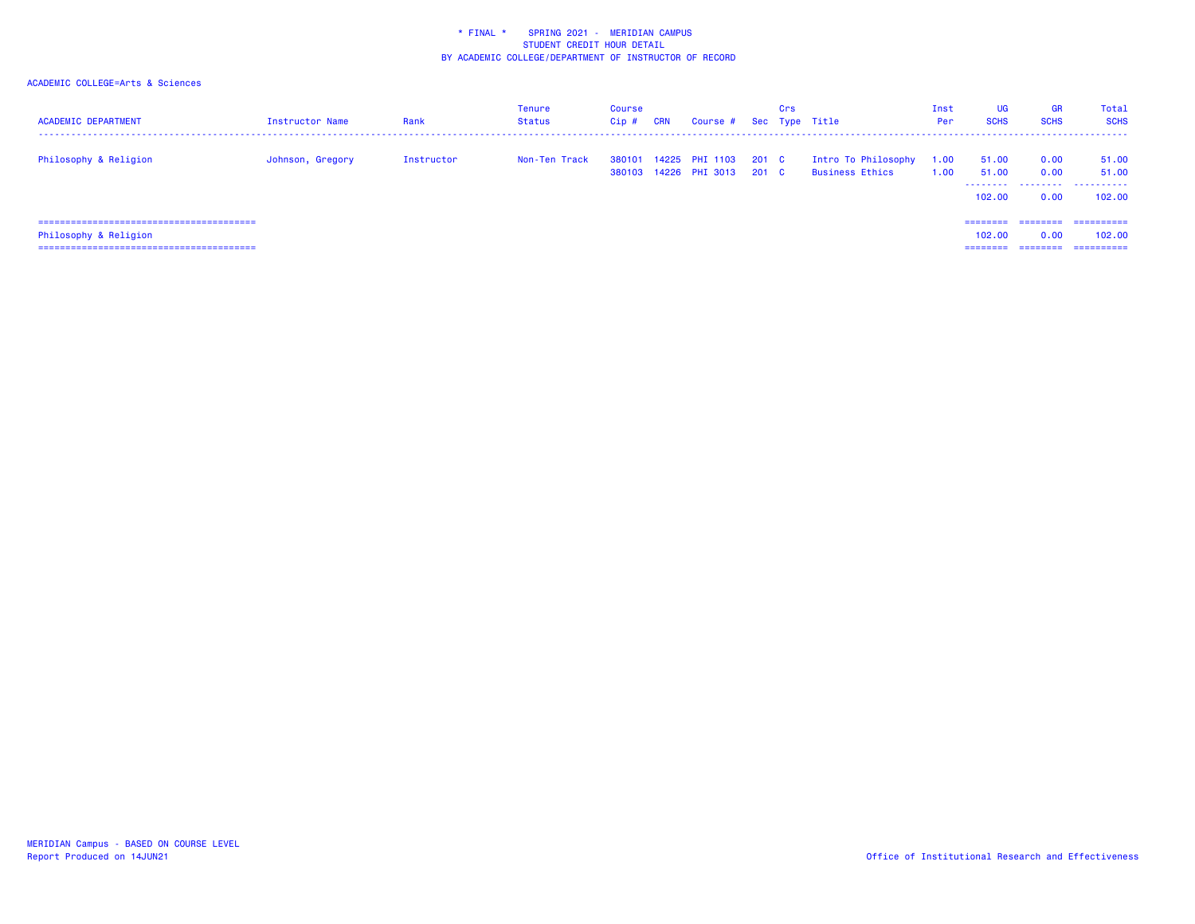\* FINAL \*    SPRING 2021 -  MERIDIAN CAMPUS
STUDENT CREDIT HOUR DETAIL
BY ACADEMIC COLLEGE/DEPARTMENT OF INSTRUCTOR OF RECORD

ACADEMIC COLLEGE=Arts & Sciences

| ACADEMIC DEPARTMENT | Instructor Name | Rank | Tenure Status | Course Cip # | CRN | Course # | Sec | Crs Type | Title | Inst Per | UG SCHS | GR SCHS | Total SCHS |
|---|---|---|---|---|---|---|---|---|---|---|---|---|---|
| Philosophy & Religion | Johnson, Gregory | Instructor | Non-Ten Track | 380101 | 14225 | PHI 1103 | 201 | C | Intro To Philosophy | 1.00 | 51.00 | 0.00 | 51.00 |
| | | | | 380103 | 14226 | PHI 3013 | 201 | C | Business Ethics | 1.00 | 51.00 | 0.00 | 51.00 |
| | | | | | | | | | | | 102.00 | 0.00 | 102.00 |
| Philosophy & Religion | | | | | | | | | | | 102.00 | 0.00 | 102.00 |

MERIDIAN Campus - BASED ON COURSE LEVEL
Report Produced on 14JUN21

Office of Institutional Research and Effectiveness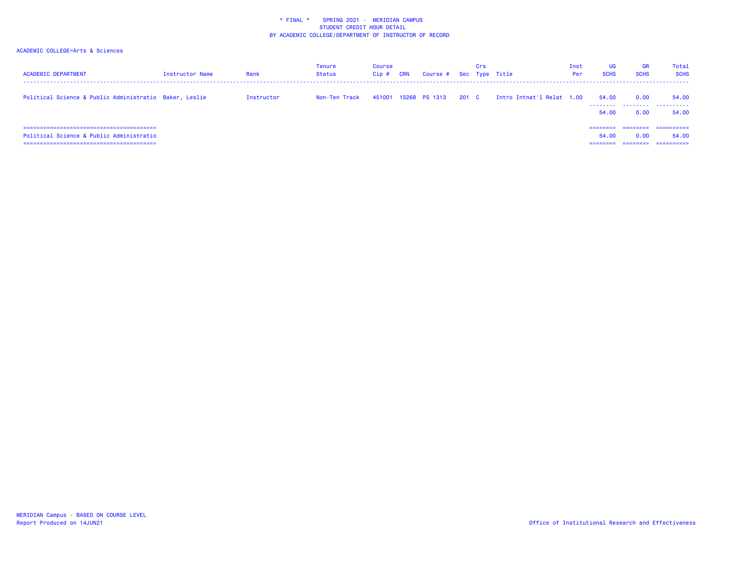\* FINAL \* SPRING 2021 - MERIDIAN CAMPUS
STUDENT CREDIT HOUR DETAIL
BY ACADEMIC COLLEGE/DEPARTMENT OF INSTRUCTOR OF RECORD

ACADEMIC COLLEGE=Arts & Sciences

| ACADEMIC DEPARTMENT | Instructor Name | Rank | Tenure Status | Course Cip # | CRN | Course # | Sec | Crs Type | Title | Inst Per | UG SCHS | GR SCHS | Total SCHS |
|---|---|---|---|---|---|---|---|---|---|---|---|---|---|
| Political Science & Public Administratio | Baker, Leslie | Instructor | Non-Ten Track | 451001 | 15268 | PS 1313 | 201 | C | Intro Intnat'l Relat | 1.00 | 54.00 | 0.00 | 54.00 |
| | | | | | | | | | | | 54.00 | 0.00 | 54.00 |
| Political Science & Public Administratio | | | | | | | | | | | 54.00 | 0.00 | 54.00 |

MERIDIAN Campus - BASED ON COURSE LEVEL
Report Produced on 14JUN21

Office of Institutional Research and Effectiveness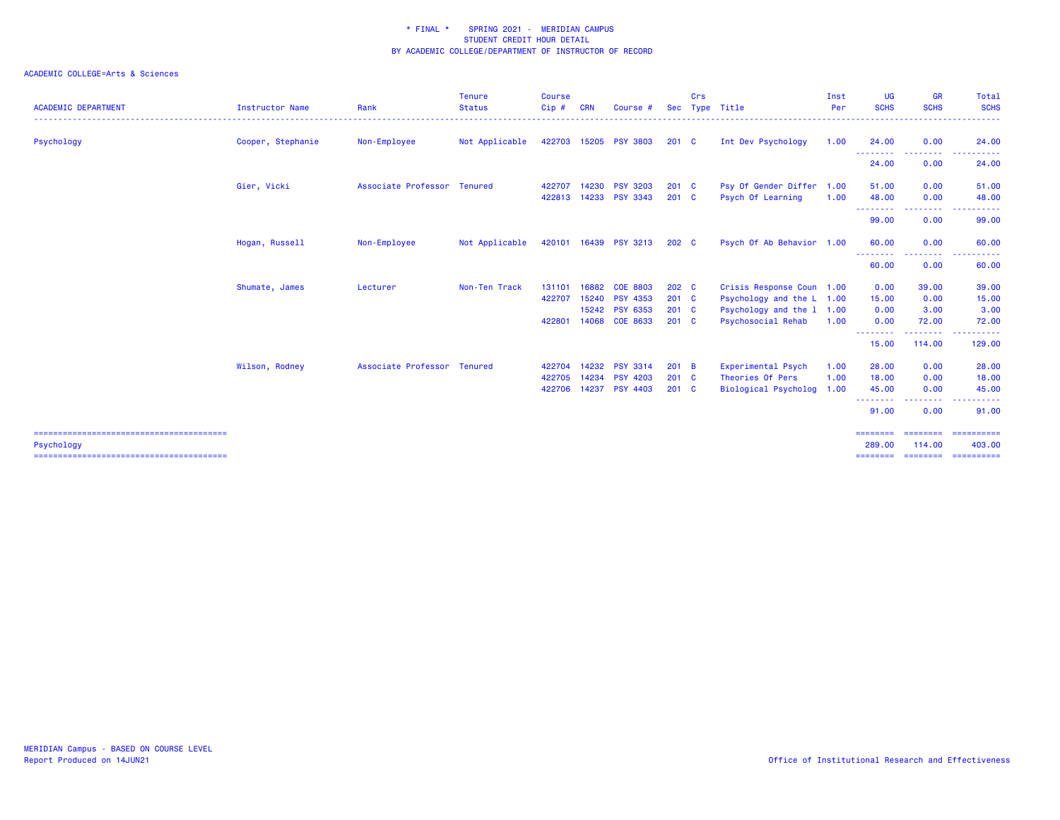\* FINAL \* SPRING 2021 - MERIDIAN CAMPUS
STUDENT CREDIT HOUR DETAIL
BY ACADEMIC COLLEGE/DEPARTMENT OF INSTRUCTOR OF RECORD

ACADEMIC COLLEGE=Arts & Sciences

| ACADEMIC DEPARTMENT | Instructor Name | Rank | Tenure Status | Course Cip # | CRN | Course # | Sec | Crs Type | Title | Inst Per | UG SCHS | GR SCHS | Total SCHS |
|---|---|---|---|---|---|---|---|---|---|---|---|---|---|
| Psychology | Cooper, Stephanie | Non-Employee | Not Applicable | 422703 | 15205 | PSY 3803 | 201 | C | Int Dev Psychology | 1.00 | 24.00 | 0.00 | 24.00 |
| | | | | | | | | | | | 24.00 | 0.00 | 24.00 |
| | Gier, Vicki | Associate Professor | Tenured | 422707 | 14230 | PSY 3203 | 201 | C | Psy Of Gender Differ | 1.00 | 51.00 | 0.00 | 51.00 |
| | | | | 422813 | 14233 | PSY 3343 | 201 | C | Psych Of Learning | 1.00 | 48.00 | 0.00 | 48.00 |
| | | | | | | | | | | | 99.00 | 0.00 | 99.00 |
| | Hogan, Russell | Non-Employee | Not Applicable | 420101 | 16439 | PSY 3213 | 202 | C | Psych Of Ab Behavior | 1.00 | 60.00 | 0.00 | 60.00 |
| | | | | | | | | | | | 60.00 | 0.00 | 60.00 |
| | Shumate, James | Lecturer | Non-Ten Track | 131101 | 16882 | COE 8803 | 202 | C | Crisis Response Coun | 1.00 | 0.00 | 39.00 | 39.00 |
| | | | | 422707 | 15240 | PSY 4353 | 201 | C | Psychology and the L | 1.00 | 15.00 | 0.00 | 15.00 |
| | | | | | 15242 | PSY 6353 | 201 | C | Psychology and the l | 1.00 | 0.00 | 3.00 | 3.00 |
| | | | | 422801 | 14068 | COE 8633 | 201 | C | Psychosocial Rehab | 1.00 | 0.00 | 72.00 | 72.00 |
| | | | | | | | | | | | 15.00 | 114.00 | 129.00 |
| | Wilson, Rodney | Associate Professor | Tenured | 422704 | 14232 | PSY 3314 | 201 | B | Experimental Psych | 1.00 | 28.00 | 0.00 | 28.00 |
| | | | | 422705 | 14234 | PSY 4203 | 201 | C | Theories Of Pers | 1.00 | 18.00 | 0.00 | 18.00 |
| | | | | 422706 | 14237 | PSY 4403 | 201 | C | Biological Psycholog | 1.00 | 45.00 | 0.00 | 45.00 |
| | | | | | | | | | | | 91.00 | 0.00 | 91.00 |
| Psychology | | | | | | | | | | | 289.00 | 114.00 | 403.00 |

MERIDIAN Campus - BASED ON COURSE LEVEL
Report Produced on 14JUN21

Office of Institutional Research and Effectiveness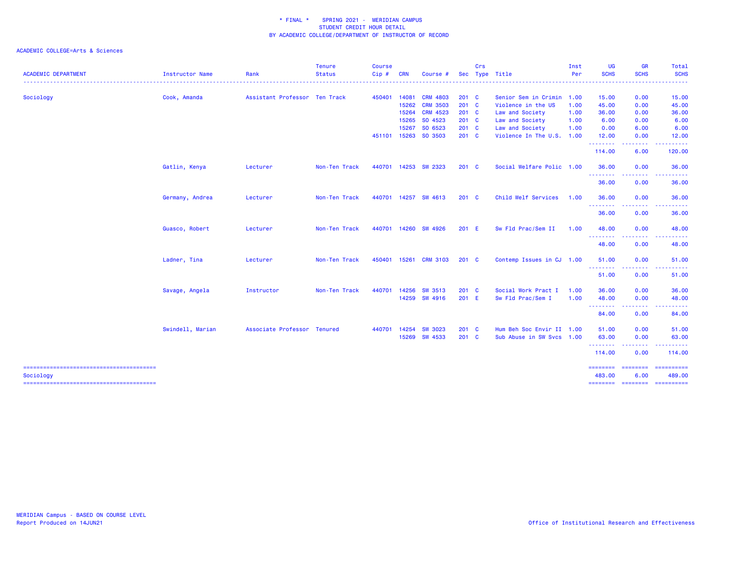\* FINAL \*    SPRING 2021 -  MERIDIAN CAMPUS
STUDENT CREDIT HOUR DETAIL
BY ACADEMIC COLLEGE/DEPARTMENT OF INSTRUCTOR OF RECORD

ACADEMIC COLLEGE=Arts & Sciences

| ACADEMIC DEPARTMENT | Instructor Name | Rank | Tenure Status | Course Cip # | CRN | Course # | Sec | Crs Type | Title | Inst Per | UG SCHS | GR SCHS | Total SCHS |
|---|---|---|---|---|---|---|---|---|---|---|---|---|---|
| Sociology | Cook, Amanda | Assistant Professor | Ten Track | 450401 | 14081 | CRM 4803 | 201 | C | Senior Sem in Crimin | 1.00 | 15.00 | 0.00 | 15.00 |
| | | | | | 15262 | CRM 3503 | 201 | C | Violence in the US | 1.00 | 45.00 | 0.00 | 45.00 |
| | | | | | 15264 | CRM 4523 | 201 | C | Law and Society | 1.00 | 36.00 | 0.00 | 36.00 |
| | | | | | 15265 | SO 4523 | 201 | C | Law and Society | 1.00 | 6.00 | 0.00 | 6.00 |
| | | | | | 15267 | SO 6523 | 201 | C | Law and Society | 1.00 | 0.00 | 6.00 | 6.00 |
| | | | | 451101 | 15263 | SO 3503 | 201 | C | Violence In The U.S. | 1.00 | 12.00 | 0.00 | 12.00 |
| | | | | | | | | | | | 114.00 | 6.00 | 120.00 |
| | Gatlin, Kenya | Lecturer | Non-Ten Track | 440701 | 14253 | SW 2323 | 201 | C | Social Welfare Polic | 1.00 | 36.00 | 0.00 | 36.00 |
| | | | | | | | | | | | 36.00 | 0.00 | 36.00 |
| | Germany, Andrea | Lecturer | Non-Ten Track | 440701 | 14257 | SW 4613 | 201 | C | Child Welf Services | 1.00 | 36.00 | 0.00 | 36.00 |
| | | | | | | | | | | | 36.00 | 0.00 | 36.00 |
| | Guasco, Robert | Lecturer | Non-Ten Track | 440701 | 14260 | SW 4926 | 201 | E | Sw Fld Prac/Sem II | 1.00 | 48.00 | 0.00 | 48.00 |
| | | | | | | | | | | | 48.00 | 0.00 | 48.00 |
| | Ladner, Tina | Lecturer | Non-Ten Track | 450401 | 15261 | CRM 3103 | 201 | C | Contemp Issues in CJ | 1.00 | 51.00 | 0.00 | 51.00 |
| | | | | | | | | | | | 51.00 | 0.00 | 51.00 |
| | Savage, Angela | Instructor | Non-Ten Track | 440701 | 14256 | SW 3513 | 201 | C | Social Work Pract I | 1.00 | 36.00 | 0.00 | 36.00 |
| | | | | | 14259 | SW 4916 | 201 | E | Sw Fld Prac/Sem I | 1.00 | 48.00 | 0.00 | 48.00 |
| | | | | | | | | | | | 84.00 | 0.00 | 84.00 |
| | Swindell, Marian | Associate Professor | Tenured | 440701 | 14254 | SW 3023 | 201 | C | Hum Beh Soc Envir II | 1.00 | 51.00 | 0.00 | 51.00 |
| | | | | | 15269 | SW 4533 | 201 | C | Sub Abuse in SW Svcs | 1.00 | 63.00 | 0.00 | 63.00 |
| | | | | | | | | | | | 114.00 | 0.00 | 114.00 |
| Sociology | | | | | | | | | | | 483.00 | 6.00 | 489.00 |

MERIDIAN Campus - BASED ON COURSE LEVEL
Report Produced on 14JUN21

Office of Institutional Research and Effectiveness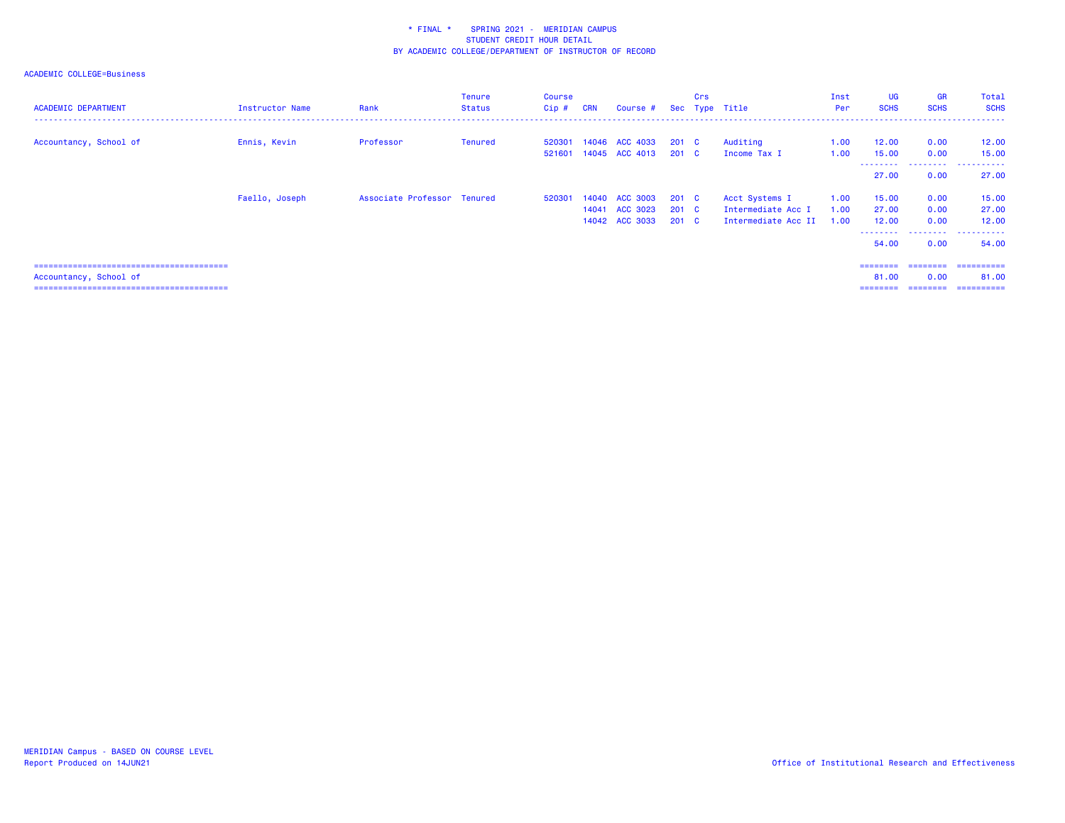* FINAL * SPRING 2021 - MERIDIAN CAMPUS
STUDENT CREDIT HOUR DETAIL
BY ACADEMIC COLLEGE/DEPARTMENT OF INSTRUCTOR OF RECORD

ACADEMIC COLLEGE=Business

| ACADEMIC DEPARTMENT | Instructor Name | Rank | Tenure Status | Course Cip # | CRN | Course # | Sec | Crs Type | Title | Inst Per | UG SCHS | GR SCHS | Total SCHS |
|---|---|---|---|---|---|---|---|---|---|---|---|---|---|
| Accountancy, School of | Ennis, Kevin | Professor | Tenured | 520301 | 14046 | ACC 4033 | 201 | C | Auditing | 1.00 | 12.00 | 0.00 | 12.00 |
| | | | | 521601 | 14045 | ACC 4013 | 201 | C | Income Tax I | 1.00 | 15.00 | 0.00 | 15.00 |
| | | | | | | | | | | | 27.00 | 0.00 | 27.00 |
| | Faello, Joseph | Associate Professor | Tenured | 520301 | 14040 | ACC 3003 | 201 | C | Acct Systems I | 1.00 | 15.00 | 0.00 | 15.00 |
| | | | | | 14041 | ACC 3023 | 201 | C | Intermediate Acc I | 1.00 | 27.00 | 0.00 | 27.00 |
| | | | | | 14042 | ACC 3033 | 201 | C | Intermediate Acc II | 1.00 | 12.00 | 0.00 | 12.00 |
| | | | | | | | | | | | 54.00 | 0.00 | 54.00 |
| Accountancy, School of | | | | | | | | | | | 81.00 | 0.00 | 81.00 |

MERIDIAN Campus - BASED ON COURSE LEVEL
Report Produced on 14JUN21

Office of Institutional Research and Effectiveness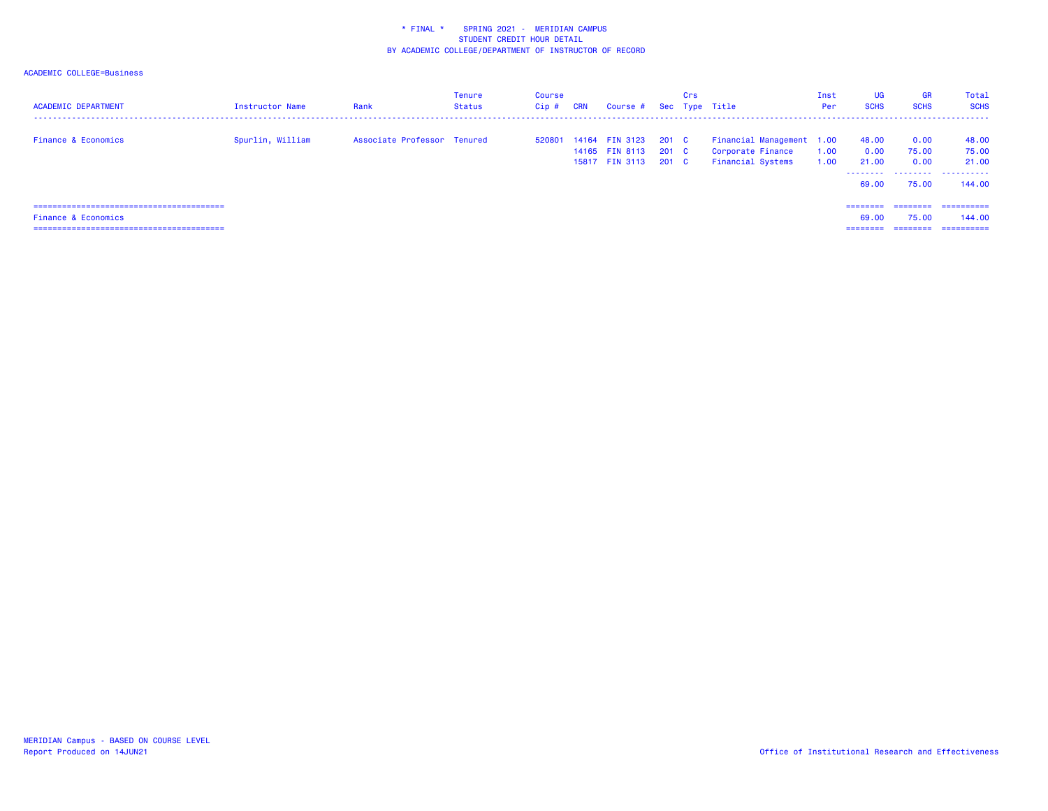\* FINAL \* SPRING 2021 - MERIDIAN CAMPUS
STUDENT CREDIT HOUR DETAIL
BY ACADEMIC COLLEGE/DEPARTMENT OF INSTRUCTOR OF RECORD

ACADEMIC COLLEGE=Business

| ACADEMIC DEPARTMENT | Instructor Name | Rank | Tenure Status | Course Cip # | CRN | Course # | Sec | Crs Type | Title | Inst Per | UG SCHS | GR SCHS | Total SCHS |
|---|---|---|---|---|---|---|---|---|---|---|---|---|---|
| Finance & Economics | Spurlin, William | Associate Professor | Tenured | 520801 | 14164 | FIN 3123 | 201 | C | Financial Management | 1.00 | 48.00 | 0.00 | 48.00 |
| | | | | | 14165 | FIN 8113 | 201 | C | Corporate Finance | 1.00 | 0.00 | 75.00 | 75.00 |
| | | | | | 15817 | FIN 3113 | 201 | C | Financial Systems | 1.00 | 21.00 | 0.00 | 21.00 |
| | | | | | | | | | | | 69.00 | 75.00 | 144.00 |
| Finance & Economics | | | | | | | | | | | 69.00 | 75.00 | 144.00 |

MERIDIAN Campus - BASED ON COURSE LEVEL
Report Produced on 14JUN21

Office of Institutional Research and Effectiveness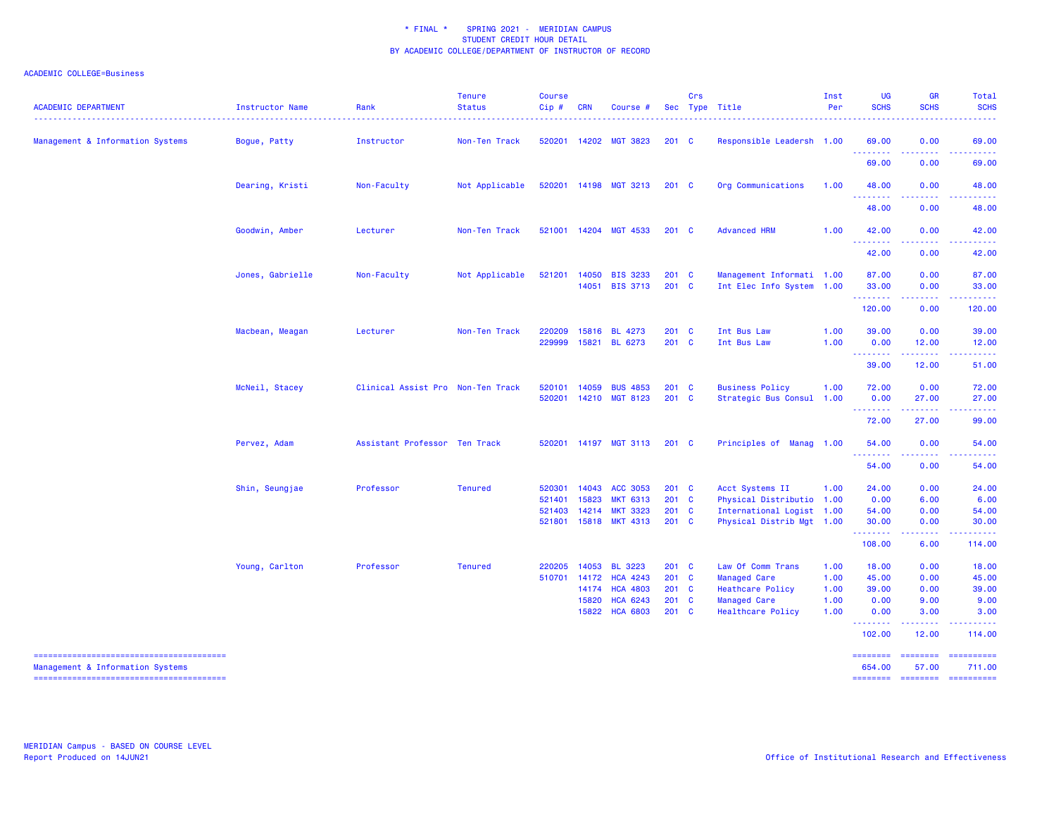\* FINAL \* SPRING 2021 - MERIDIAN CAMPUS
STUDENT CREDIT HOUR DETAIL
BY ACADEMIC COLLEGE/DEPARTMENT OF INSTRUCTOR OF RECORD

ACADEMIC COLLEGE=Business

| ACADEMIC DEPARTMENT | Instructor Name | Rank | Tenure Status | Course Cip # | CRN | Course # | Sec | Crs Type | Title | Inst Per | UG SCHS | GR SCHS | Total SCHS |
|---|---|---|---|---|---|---|---|---|---|---|---|---|---|
| Management & Information Systems | Bogue, Patty | Instructor | Non-Ten Track | 520201 | 14202 | MGT 3823 | 201 | C | Responsible Leadersh | 1.00 | 69.00 | 0.00 | 69.00 |
| | | | | | | | | | | | 69.00 | 0.00 | 69.00 |
| | Dearing, Kristi | Non-Faculty | Not Applicable | 520201 | 14198 | MGT 3213 | 201 | C | Org Communications | 1.00 | 48.00 | 0.00 | 48.00 |
| | | | | | | | | | | | 48.00 | 0.00 | 48.00 |
| | Goodwin, Amber | Lecturer | Non-Ten Track | 521001 | 14204 | MGT 4533 | 201 | C | Advanced HRM | 1.00 | 42.00 | 0.00 | 42.00 |
| | | | | | | | | | | | 42.00 | 0.00 | 42.00 |
| | Jones, Gabrielle | Non-Faculty | Not Applicable | 521201 | 14050 | BIS 3233 | 201 | C | Management Informati | 1.00 | 87.00 | 0.00 | 87.00 |
| | | | | | 14051 | BIS 3713 | 201 | C | Int Elec Info System | 1.00 | 33.00 | 0.00 | 33.00 |
| | | | | | | | | | | | 120.00 | 0.00 | 120.00 |
| | Macbean, Meagan | Lecturer | Non-Ten Track | 220209 | 15816 | BL 4273 | 201 | C | Int Bus Law | 1.00 | 39.00 | 0.00 | 39.00 |
| | | | | 229999 | 15821 | BL 6273 | 201 | C | Int Bus Law | 1.00 | 0.00 | 12.00 | 12.00 |
| | | | | | | | | | | | 39.00 | 12.00 | 51.00 |
| | McNeil, Stacey | Clinical Assist Pro | Non-Ten Track | 520101 | 14059 | BUS 4853 | 201 | C | Business Policy | 1.00 | 72.00 | 0.00 | 72.00 |
| | | | | 520201 | 14210 | MGT 8123 | 201 | C | Strategic Bus Consul | 1.00 | 0.00 | 27.00 | 27.00 |
| | | | | | | | | | | | 72.00 | 27.00 | 99.00 |
| | Pervez, Adam | Assistant Professor | Ten Track | 520201 | 14197 | MGT 3113 | 201 | C | Principles of Manag | 1.00 | 54.00 | 0.00 | 54.00 |
| | | | | | | | | | | | 54.00 | 0.00 | 54.00 |
| | Shin, Seungjae | Professor | Tenured | 520301 | 14043 | ACC 3053 | 201 | C | Acct Systems II | 1.00 | 24.00 | 0.00 | 24.00 |
| | | | | 521401 | 15823 | MKT 6313 | 201 | C | Physical Distributio | 1.00 | 0.00 | 6.00 | 6.00 |
| | | | | 521403 | 14214 | MKT 3323 | 201 | C | International Logist | 1.00 | 54.00 | 0.00 | 54.00 |
| | | | | 521801 | 15818 | MKT 4313 | 201 | C | Physical Distrib Mgt | 1.00 | 30.00 | 0.00 | 30.00 |
| | | | | | | | | | | | 108.00 | 6.00 | 114.00 |
| | Young, Carlton | Professor | Tenured | 220205 | 14053 | BL 3223 | 201 | C | Law Of Comm Trans | 1.00 | 18.00 | 0.00 | 18.00 |
| | | | | 510701 | 14172 | HCA 4243 | 201 | C | Managed Care | 1.00 | 45.00 | 0.00 | 45.00 |
| | | | | | 14174 | HCA 4803 | 201 | C | Heathcare Policy | 1.00 | 39.00 | 0.00 | 39.00 |
| | | | | | 15820 | HCA 6243 | 201 | C | Managed Care | 1.00 | 0.00 | 9.00 | 9.00 |
| | | | | | 15822 | HCA 6803 | 201 | C | Healthcare Policy | 1.00 | 0.00 | 3.00 | 3.00 |
| | | | | | | | | | | | 102.00 | 12.00 | 114.00 |
| Management & Information Systems | | | | | | | | | | | 654.00 | 57.00 | 711.00 |

MERIDIAN Campus - BASED ON COURSE LEVEL
Report Produced on 14JUN21

Office of Institutional Research and Effectiveness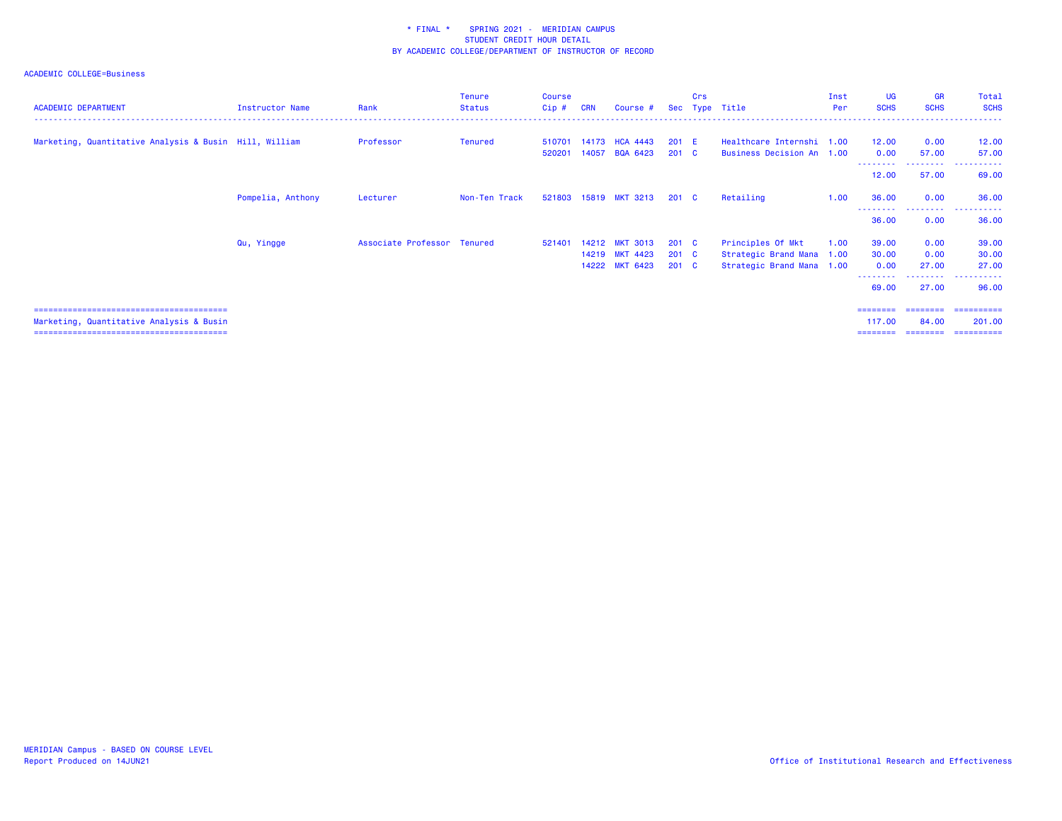* FINAL * SPRING 2021 - MERIDIAN CAMPUS
STUDENT CREDIT HOUR DETAIL
BY ACADEMIC COLLEGE/DEPARTMENT OF INSTRUCTOR OF RECORD

ACADEMIC COLLEGE=Business

| ACADEMIC DEPARTMENT | Instructor Name | Rank | Tenure Status | Course Cip # | CRN | Course # | Sec | Crs Type | Title | Inst Per | UG SCHS | GR SCHS | Total SCHS |
|---|---|---|---|---|---|---|---|---|---|---|---|---|---|
| Marketing, Quantitative Analysis & Busin | Hill, William | Professor | Tenured | 510701 | 14173 | HCA 4443 | 201 | E | Healthcare Internshi | 1.00 | 12.00 | 0.00 | 12.00 |
| | | | | 520201 | 14057 | BQA 6423 | 201 | C | Business Decision An | 1.00 | 0.00 | 57.00 | 57.00 |
| | | | | | | | | | | | 12.00 | 57.00 | 69.00 |
| | Pompelia, Anthony | Lecturer | Non-Ten Track | 521803 | 15819 | MKT 3213 | 201 | C | Retailing | 1.00 | 36.00 | 0.00 | 36.00 |
| | | | | | | | | | | | 36.00 | 0.00 | 36.00 |
| | Qu, Yingge | Associate Professor | Tenured | 521401 | 14212 | MKT 3013 | 201 | C | Principles Of Mkt | 1.00 | 39.00 | 0.00 | 39.00 |
| | | | | | 14219 | MKT 4423 | 201 | C | Strategic Brand Mana | 1.00 | 30.00 | 0.00 | 30.00 |
| | | | | | 14222 | MKT 6423 | 201 | C | Strategic Brand Mana | 1.00 | 0.00 | 27.00 | 27.00 |
| | | | | | | | | | | | 69.00 | 27.00 | 96.00 |
| Marketing, Quantitative Analysis & Busin | | | | | | | | | | | 117.00 | 84.00 | 201.00 |

MERIDIAN Campus - BASED ON COURSE LEVEL
Report Produced on 14JUN21

Office of Institutional Research and Effectiveness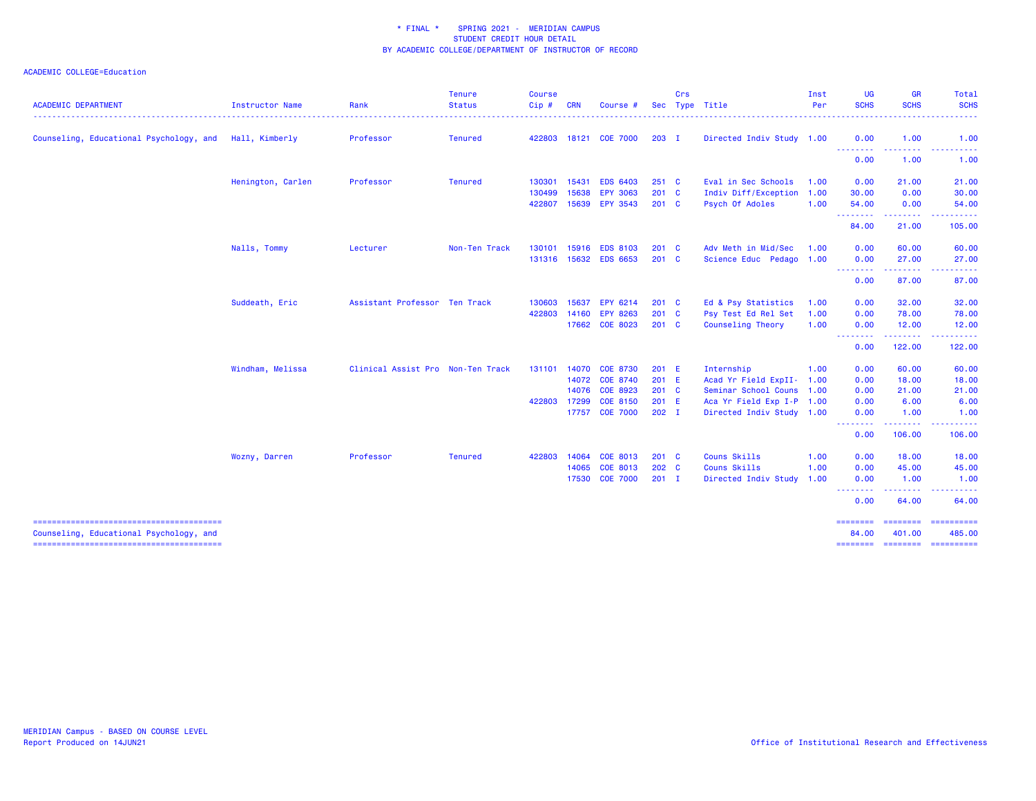\* FINAL \* SPRING 2021 - MERIDIAN CAMPUS
STUDENT CREDIT HOUR DETAIL
BY ACADEMIC COLLEGE/DEPARTMENT OF INSTRUCTOR OF RECORD

ACADEMIC COLLEGE=Education

| ACADEMIC DEPARTMENT | Instructor Name | Rank | Tenure Status | Course Cip # | CRN | Course # | Sec | Crs Type | Title | Inst Per | UG SCHS | GR SCHS | Total SCHS |
|---|---|---|---|---|---|---|---|---|---|---|---|---|---|
| Counseling, Educational Psychology, and | Hall, Kimberly | Professor | Tenured | 422803 | 18121 | COE 7000 | 203 | I | Directed Indiv Study | 1.00 | 0.00 | 1.00 | 1.00 |
| | | | | | | | | | | | 0.00 | 1.00 | 1.00 |
| | Henington, Carlen | Professor | Tenured | 130301 | 15431 | EDS 6403 | 251 | C | Eval in Sec Schools | 1.00 | 0.00 | 21.00 | 21.00 |
| | | | | 130499 | 15638 | EPY 3063 | 201 | C | Indiv Diff/Exception | 1.00 | 30.00 | 0.00 | 30.00 |
| | | | | 422807 | 15639 | EPY 3543 | 201 | C | Psych Of Adoles | 1.00 | 54.00 | 0.00 | 54.00 |
| | | | | | | | | | | | 84.00 | 21.00 | 105.00 |
| | Nalls, Tommy | Lecturer | Non-Ten Track | 130101 | 15916 | EDS 8103 | 201 | C | Adv Meth in Mid/Sec | 1.00 | 0.00 | 60.00 | 60.00 |
| | | | | 131316 | 15632 | EDS 6653 | 201 | C | Science Educ Pedago | 1.00 | 0.00 | 27.00 | 27.00 |
| | | | | | | | | | | | 0.00 | 87.00 | 87.00 |
| | Suddeath, Eric | Assistant Professor | Ten Track | 130603 | 15637 | EPY 6214 | 201 | C | Ed & Psy Statistics | 1.00 | 0.00 | 32.00 | 32.00 |
| | | | | 422803 | 14160 | EPY 8263 | 201 | C | Psy Test Ed Rel Set | 1.00 | 0.00 | 78.00 | 78.00 |
| | | | | | 17662 | COE 8023 | 201 | C | Counseling Theory | 1.00 | 0.00 | 12.00 | 12.00 |
| | | | | | | | | | | | 0.00 | 122.00 | 122.00 |
| | Windham, Melissa | Clinical Assist Pro | Non-Ten Track | 131101 | 14070 | COE 8730 | 201 | E | Internship | 1.00 | 0.00 | 60.00 | 60.00 |
| | | | | | 14072 | COE 8740 | 201 | E | Acad Yr Field ExpII- | 1.00 | 0.00 | 18.00 | 18.00 |
| | | | | | 14076 | COE 8923 | 201 | C | Seminar School Couns | 1.00 | 0.00 | 21.00 | 21.00 |
| | | | | 422803 | 17299 | COE 8150 | 201 | E | Aca Yr Field Exp I-P | 1.00 | 0.00 | 6.00 | 6.00 |
| | | | | | 17757 | COE 7000 | 202 | I | Directed Indiv Study | 1.00 | 0.00 | 1.00 | 1.00 |
| | | | | | | | | | | | 0.00 | 106.00 | 106.00 |
| | Wozny, Darren | Professor | Tenured | 422803 | 14064 | COE 8013 | 201 | C | Couns Skills | 1.00 | 0.00 | 18.00 | 18.00 |
| | | | | | 14065 | COE 8013 | 202 | C | Couns Skills | 1.00 | 0.00 | 45.00 | 45.00 |
| | | | | | 17530 | COE 7000 | 201 | I | Directed Indiv Study | 1.00 | 0.00 | 1.00 | 1.00 |
| | | | | | | | | | | | 0.00 | 64.00 | 64.00 |
| Counseling, Educational Psychology, and | | | | | | | | | | | 84.00 | 401.00 | 485.00 |

MERIDIAN Campus - BASED ON COURSE LEVEL
Report Produced on 14JUN21

Office of Institutional Research and Effectiveness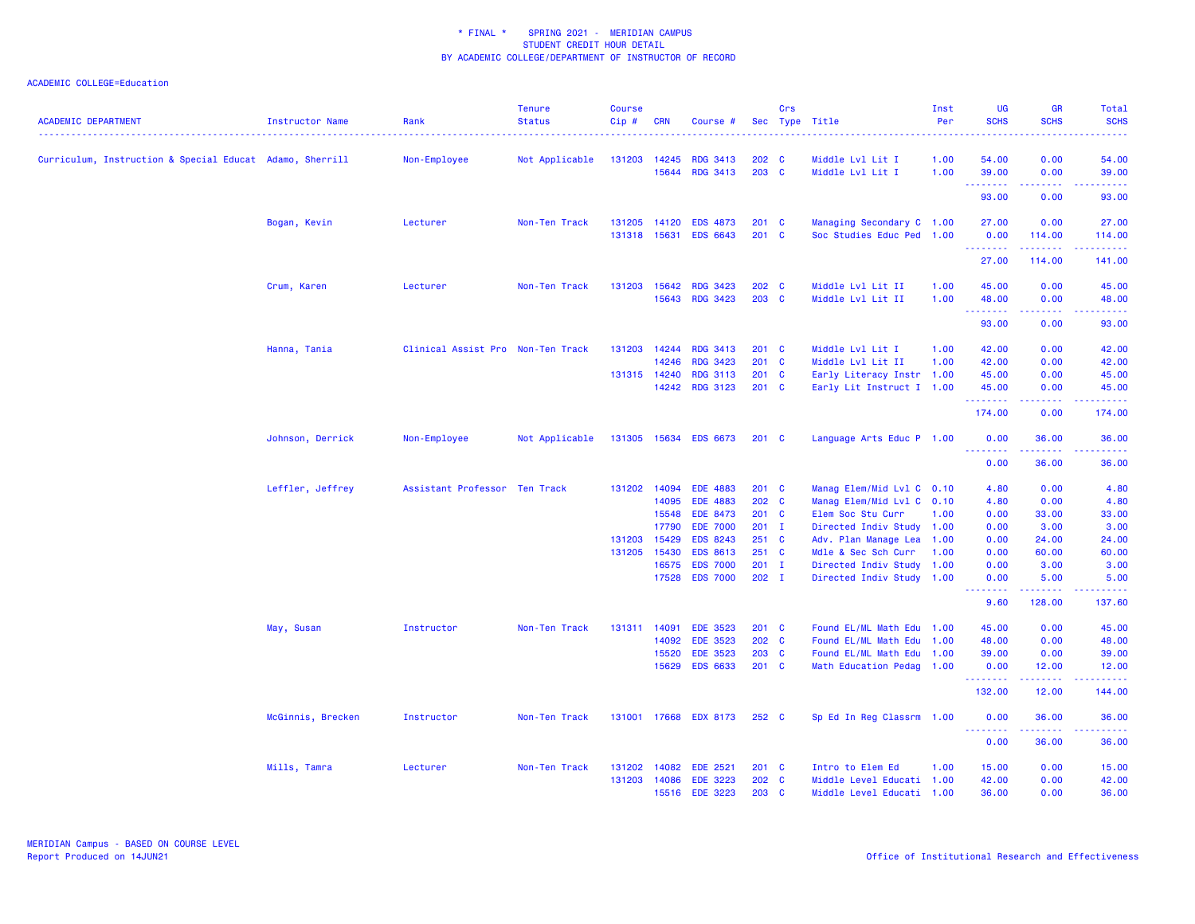# * FINAL * SPRING 2021 - MERIDIAN CAMPUS
## STUDENT CREDIT HOUR DETAIL
## BY ACADEMIC COLLEGE/DEPARTMENT OF INSTRUCTOR OF RECORD

ACADEMIC COLLEGE=Education

| ACADEMIC DEPARTMENT | Instructor Name | Rank | Tenure Status | Course Cip # | CRN | Course # | Sec | Crs Type | Title | Inst Per | UG SCHS | GR SCHS | Total SCHS |
|---|---|---|---|---|---|---|---|---|---|---|---|---|---|
| Curriculum, Instruction & Special Educat | Adamo, Sherrill | Non-Employee | Not Applicable | 131203 | 14245 | RDG 3413 | 202 | C | Middle Lvl Lit I | 1.00 | 54.00 | 0.00 | 54.00 |
| | | | | | 15644 | RDG 3413 | 203 | C | Middle Lvl Lit I | 1.00 | 39.00 | 0.00 | 39.00 |
| | | | | | | | | | | | 93.00 | 0.00 | 93.00 |
| | Bogan, Kevin | Lecturer | Non-Ten Track | 131205 | 14120 | EDS 4873 | 201 | C | Managing Secondary C | 1.00 | 27.00 | 0.00 | 27.00 |
| | | | | 131318 | 15631 | EDS 6643 | 201 | C | Soc Studies Educ Ped | 1.00 | 0.00 | 114.00 | 114.00 |
| | | | | | | | | | | | 27.00 | 114.00 | 141.00 |
| | Crum, Karen | Lecturer | Non-Ten Track | 131203 | 15642 | RDG 3423 | 202 | C | Middle Lvl Lit II | 1.00 | 45.00 | 0.00 | 45.00 |
| | | | | | 15643 | RDG 3423 | 203 | C | Middle Lvl Lit II | 1.00 | 48.00 | 0.00 | 48.00 |
| | | | | | | | | | | | 93.00 | 0.00 | 93.00 |
| | Hanna, Tania | Clinical Assist Pro | Non-Ten Track | 131203 | 14244 | RDG 3413 | 201 | C | Middle Lvl Lit I | 1.00 | 42.00 | 0.00 | 42.00 |
| | | | | | 14246 | RDG 3423 | 201 | C | Middle Lvl Lit II | 1.00 | 42.00 | 0.00 | 42.00 |
| | | | | 131315 | 14240 | RDG 3113 | 201 | C | Early Literacy Instr | 1.00 | 45.00 | 0.00 | 45.00 |
| | | | | | 14242 | RDG 3123 | 201 | C | Early Lit Instruct I | 1.00 | 45.00 | 0.00 | 45.00 |
| | | | | | | | | | | | 174.00 | 0.00 | 174.00 |
| | Johnson, Derrick | Non-Employee | Not Applicable | 131305 | 15634 | EDS 6673 | 201 | C | Language Arts Educ P | 1.00 | 0.00 | 36.00 | 36.00 |
| | | | | | | | | | | | 0.00 | 36.00 | 36.00 |
| | Leffler, Jeffrey | Assistant Professor | Ten Track | 131202 | 14094 | EDE 4883 | 201 | C | Manag Elem/Mid Lvl C | 0.10 | 4.80 | 0.00 | 4.80 |
| | | | | | 14095 | EDE 4883 | 202 | C | Manag Elem/Mid Lvl C | 0.10 | 4.80 | 0.00 | 4.80 |
| | | | | | 15548 | EDE 8473 | 201 | C | Elem Soc Stu Curr | 1.00 | 0.00 | 33.00 | 33.00 |
| | | | | | 17790 | EDE 7000 | 201 | I | Directed Indiv Study | 1.00 | 0.00 | 3.00 | 3.00 |
| | | | | 131203 | 15429 | EDS 8243 | 251 | C | Adv. Plan Manage Lea | 1.00 | 0.00 | 24.00 | 24.00 |
| | | | | 131205 | 15430 | EDS 8613 | 251 | C | Mdle & Sec Sch Curr | 1.00 | 0.00 | 60.00 | 60.00 |
| | | | | | 16575 | EDS 7000 | 201 | I | Directed Indiv Study | 1.00 | 0.00 | 3.00 | 3.00 |
| | | | | | 17528 | EDS 7000 | 202 | I | Directed Indiv Study | 1.00 | 0.00 | 5.00 | 5.00 |
| | | | | | | | | | | | 9.60 | 128.00 | 137.60 |
| | May, Susan | Instructor | Non-Ten Track | 131311 | 14091 | EDE 3523 | 201 | C | Found EL/ML Math Edu | 1.00 | 45.00 | 0.00 | 45.00 |
| | | | | | 14092 | EDE 3523 | 202 | C | Found EL/ML Math Edu | 1.00 | 48.00 | 0.00 | 48.00 |
| | | | | | 15520 | EDE 3523 | 203 | C | Found EL/ML Math Edu | 1.00 | 39.00 | 0.00 | 39.00 |
| | | | | | 15629 | EDS 6633 | 201 | C | Math Education Pedag | 1.00 | 0.00 | 12.00 | 12.00 |
| | | | | | | | | | | | 132.00 | 12.00 | 144.00 |
| | McGinnis, Brecken | Instructor | Non-Ten Track | 131001 | 17668 | EDX 8173 | 252 | C | Sp Ed In Reg Classrm | 1.00 | 0.00 | 36.00 | 36.00 |
| | | | | | | | | | | | 0.00 | 36.00 | 36.00 |
| | Mills, Tamra | Lecturer | Non-Ten Track | 131202 | 14082 | EDE 2521 | 201 | C | Intro to Elem Ed | 1.00 | 15.00 | 0.00 | 15.00 |
| | | | | 131203 | 14086 | EDE 3223 | 202 | C | Middle Level Educati | 1.00 | 42.00 | 0.00 | 42.00 |
| | | | | | 15516 | EDE 3223 | 203 | C | Middle Level Educati | 1.00 | 36.00 | 0.00 | 36.00 |

MERIDIAN Campus - BASED ON COURSE LEVEL
Report Produced on 14JUN21

Office of Institutional Research and Effectiveness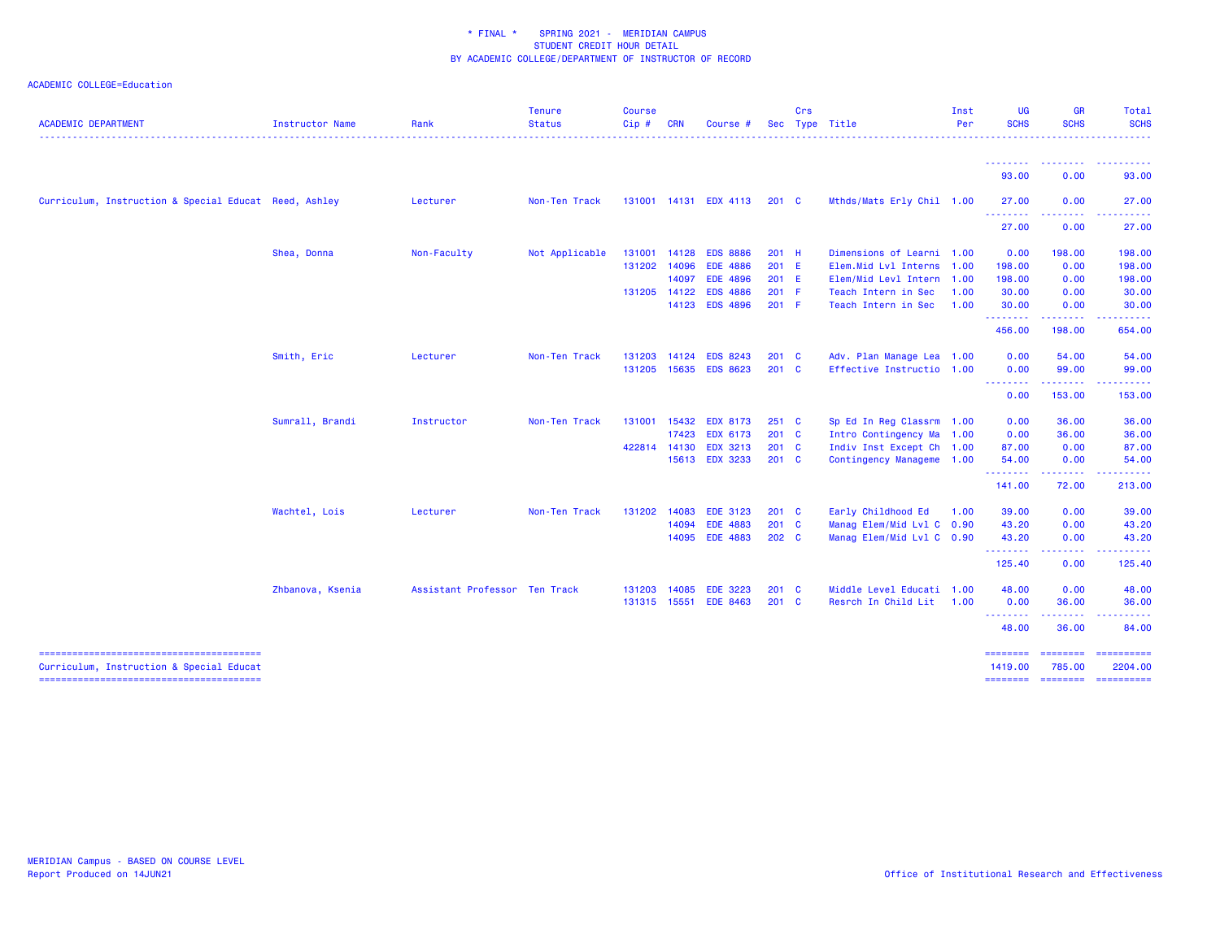\* FINAL \*    SPRING 2021 -  MERIDIAN CAMPUS
STUDENT CREDIT HOUR DETAIL
BY ACADEMIC COLLEGE/DEPARTMENT OF INSTRUCTOR OF RECORD

ACADEMIC COLLEGE=Education

| ACADEMIC DEPARTMENT | Instructor Name | Rank | Tenure Status | Course Cip # | CRN | Course # | Sec | Crs Type | Title | Inst Per | UG SCHS | GR SCHS | Total SCHS |
|---|---|---|---|---|---|---|---|---|---|---|---|---|---|
| | | | | | | | | | | | 93.00 | 0.00 | 93.00 |
| Curriculum, Instruction & Special Educat | Reed, Ashley | Lecturer | Non-Ten Track | 131001 | 14131 | EDX 4113 | 201 | C | Mthds/Mats Erly Chil | 1.00 | 27.00 | 0.00 | 27.00 |
| | | | | | | | | | | | 27.00 | 0.00 | 27.00 |
| | Shea, Donna | Non-Faculty | Not Applicable | 131001 | 14128 | EDS 8886 | 201 | H | Dimensions of Learni | 1.00 | 0.00 | 198.00 | 198.00 |
| | | | | 131202 | 14096 | EDE 4886 | 201 | E | Elem.Mid Lvl Interns | 1.00 | 198.00 | 0.00 | 198.00 |
| | | | | | 14097 | EDE 4896 | 201 | E | Elem/Mid Levl Intern | 1.00 | 198.00 | 0.00 | 198.00 |
| | | | | 131205 | 14122 | EDS 4886 | 201 | F | Teach Intern in Sec | 1.00 | 30.00 | 0.00 | 30.00 |
| | | | | | 14123 | EDS 4896 | 201 | F | Teach Intern in Sec | 1.00 | 30.00 | 0.00 | 30.00 |
| | | | | | | | | | | | 456.00 | 198.00 | 654.00 |
| | Smith, Eric | Lecturer | Non-Ten Track | 131203 | 14124 | EDS 8243 | 201 | C | Adv. Plan Manage Lea | 1.00 | 0.00 | 54.00 | 54.00 |
| | | | | 131205 | 15635 | EDS 8623 | 201 | C | Effective Instructio | 1.00 | 0.00 | 99.00 | 99.00 |
| | | | | | | | | | | | 0.00 | 153.00 | 153.00 |
| | Sumrall, Brandi | Instructor | Non-Ten Track | 131001 | 15432 | EDX 8173 | 251 | C | Sp Ed In Reg Classrm | 1.00 | 0.00 | 36.00 | 36.00 |
| | | | | | 17423 | EDX 6173 | 201 | C | Intro Contingency Ma | 1.00 | 0.00 | 36.00 | 36.00 |
| | | | | 422814 | 14130 | EDX 3213 | 201 | C | Indiv Inst Except Ch | 1.00 | 87.00 | 0.00 | 87.00 |
| | | | | | 15613 | EDX 3233 | 201 | C | Contingency Manageme | 1.00 | 54.00 | 0.00 | 54.00 |
| | | | | | | | | | | | 141.00 | 72.00 | 213.00 |
| | Wachtel, Lois | Lecturer | Non-Ten Track | 131202 | 14083 | EDE 3123 | 201 | C | Early Childhood Ed | 1.00 | 39.00 | 0.00 | 39.00 |
| | | | | | 14094 | EDE 4883 | 201 | C | Manag Elem/Mid Lvl C | 0.90 | 43.20 | 0.00 | 43.20 |
| | | | | | 14095 | EDE 4883 | 202 | C | Manag Elem/Mid Lvl C | 0.90 | 43.20 | 0.00 | 43.20 |
| | | | | | | | | | | | 125.40 | 0.00 | 125.40 |
| | Zhbanova, Ksenia | Assistant Professor | Ten Track | 131203 | 14085 | EDE 3223 | 201 | C | Middle Level Educati | 1.00 | 48.00 | 0.00 | 48.00 |
| | | | | 131315 | 15551 | EDE 8463 | 201 | C | Resrch In Child Lit | 1.00 | 0.00 | 36.00 | 36.00 |
| | | | | | | | | | | | 48.00 | 36.00 | 84.00 |
| Curriculum, Instruction & Special Educat | | | | | | | | | | | 1419.00 | 785.00 | 2204.00 |

MERIDIAN Campus - BASED ON COURSE LEVEL
Report Produced on 14JUN21

Office of Institutional Research and Effectiveness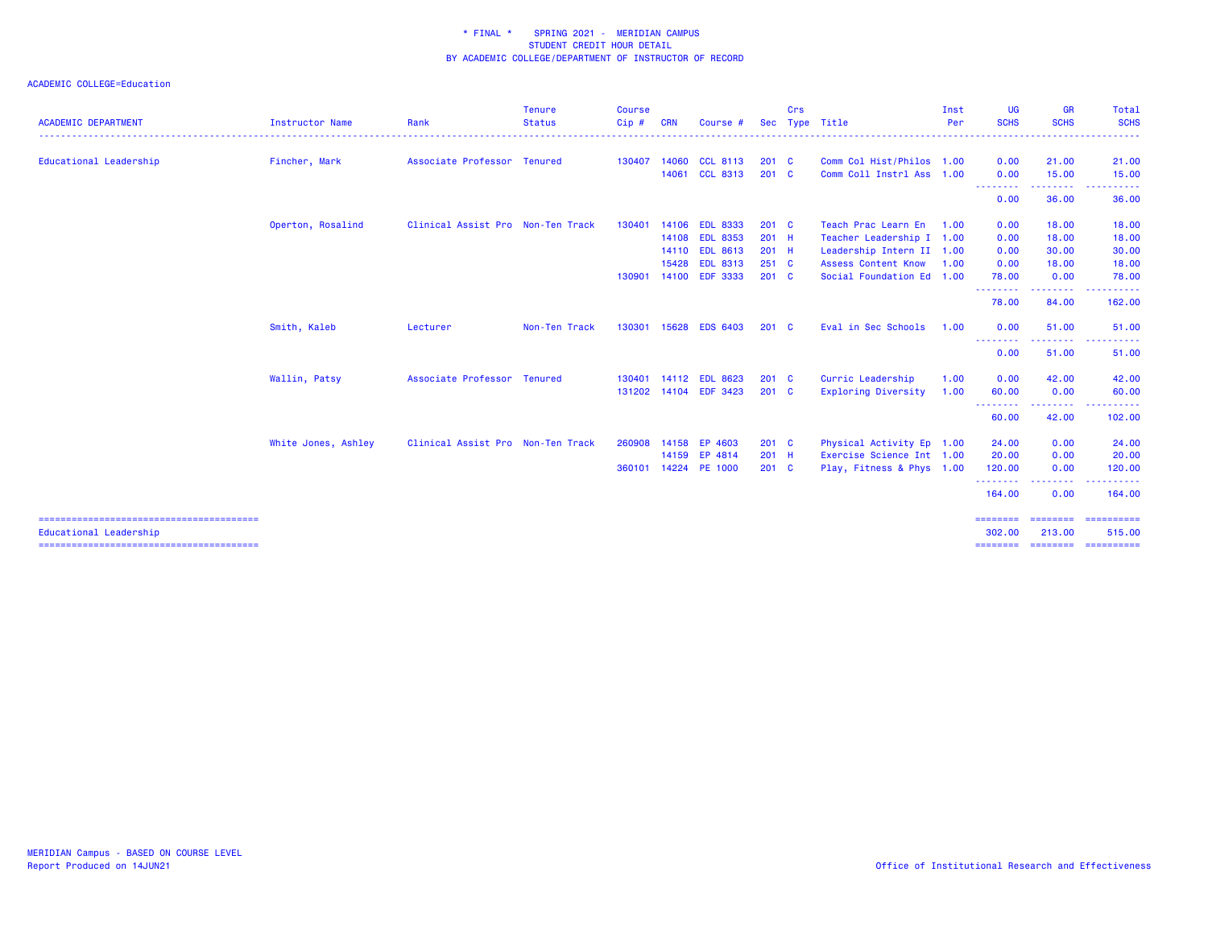\* FINAL \* SPRING 2021 - MERIDIAN CAMPUS
STUDENT CREDIT HOUR DETAIL
BY ACADEMIC COLLEGE/DEPARTMENT OF INSTRUCTOR OF RECORD

ACADEMIC COLLEGE=Education

| ACADEMIC DEPARTMENT | Instructor Name | Rank | Tenure Status | Course Cip # | CRN | Course # | Sec | Crs Type | Title | Inst Per | UG SCHS | GR SCHS | Total SCHS |
|---|---|---|---|---|---|---|---|---|---|---|---|---|---|
| Educational Leadership | Fincher, Mark | Associate Professor | Tenured | 130407 | 14060 | CCL 8113 | 201 | C | Comm Col Hist/Philos | 1.00 | 0.00 | 21.00 | 21.00 |
| | | | | | 14061 | CCL 8313 | 201 | C | Comm Coll Instrl Ass | 1.00 | 0.00 | 15.00 | 15.00 |
| | | | | | | | | | | | 0.00 | 36.00 | 36.00 |
| | Operton, Rosalind | Clinical Assist Pro | Non-Ten Track | 130401 | 14106 | EDL 8333 | 201 | C | Teach Prac Learn En | 1.00 | 0.00 | 18.00 | 18.00 |
| | | | | | 14108 | EDL 8353 | 201 | H | Teacher Leadership I | 1.00 | 0.00 | 18.00 | 18.00 |
| | | | | | 14110 | EDL 8613 | 201 | H | Leadership Intern II | 1.00 | 0.00 | 30.00 | 30.00 |
| | | | | | 15428 | EDL 8313 | 251 | C | Assess Content Know | 1.00 | 0.00 | 18.00 | 18.00 |
| | | | | 130901 | 14100 | EDF 3333 | 201 | C | Social Foundation Ed | 1.00 | 78.00 | 0.00 | 78.00 |
| | | | | | | | | | | | 78.00 | 84.00 | 162.00 |
| | Smith, Kaleb | Lecturer | Non-Ten Track | 130301 | 15628 | EDS 6403 | 201 | C | Eval in Sec Schools | 1.00 | 0.00 | 51.00 | 51.00 |
| | | | | | | | | | | | 0.00 | 51.00 | 51.00 |
| | Wallin, Patsy | Associate Professor | Tenured | 130401 | 14112 | EDL 8623 | 201 | C | Curric Leadership | 1.00 | 0.00 | 42.00 | 42.00 |
| | | | | 131202 | 14104 | EDF 3423 | 201 | C | Exploring Diversity | 1.00 | 60.00 | 0.00 | 60.00 |
| | | | | | | | | | | | 60.00 | 42.00 | 102.00 |
| | White Jones, Ashley | Clinical Assist Pro | Non-Ten Track | 260908 | 14158 | EP 4603 | 201 | C | Physical Activity Ep | 1.00 | 24.00 | 0.00 | 24.00 |
| | | | | | 14159 | EP 4814 | 201 | H | Exercise Science Int | 1.00 | 20.00 | 0.00 | 20.00 |
| | | | | 360101 | 14224 | PE 1000 | 201 | C | Play, Fitness & Phys | 1.00 | 120.00 | 0.00 | 120.00 |
| | | | | | | | | | | | 164.00 | 0.00 | 164.00 |
| Educational Leadership | | | | | | | | | | | 302.00 | 213.00 | 515.00 |

MERIDIAN Campus - BASED ON COURSE LEVEL
Report Produced on 14JUN21

Office of Institutional Research and Effectiveness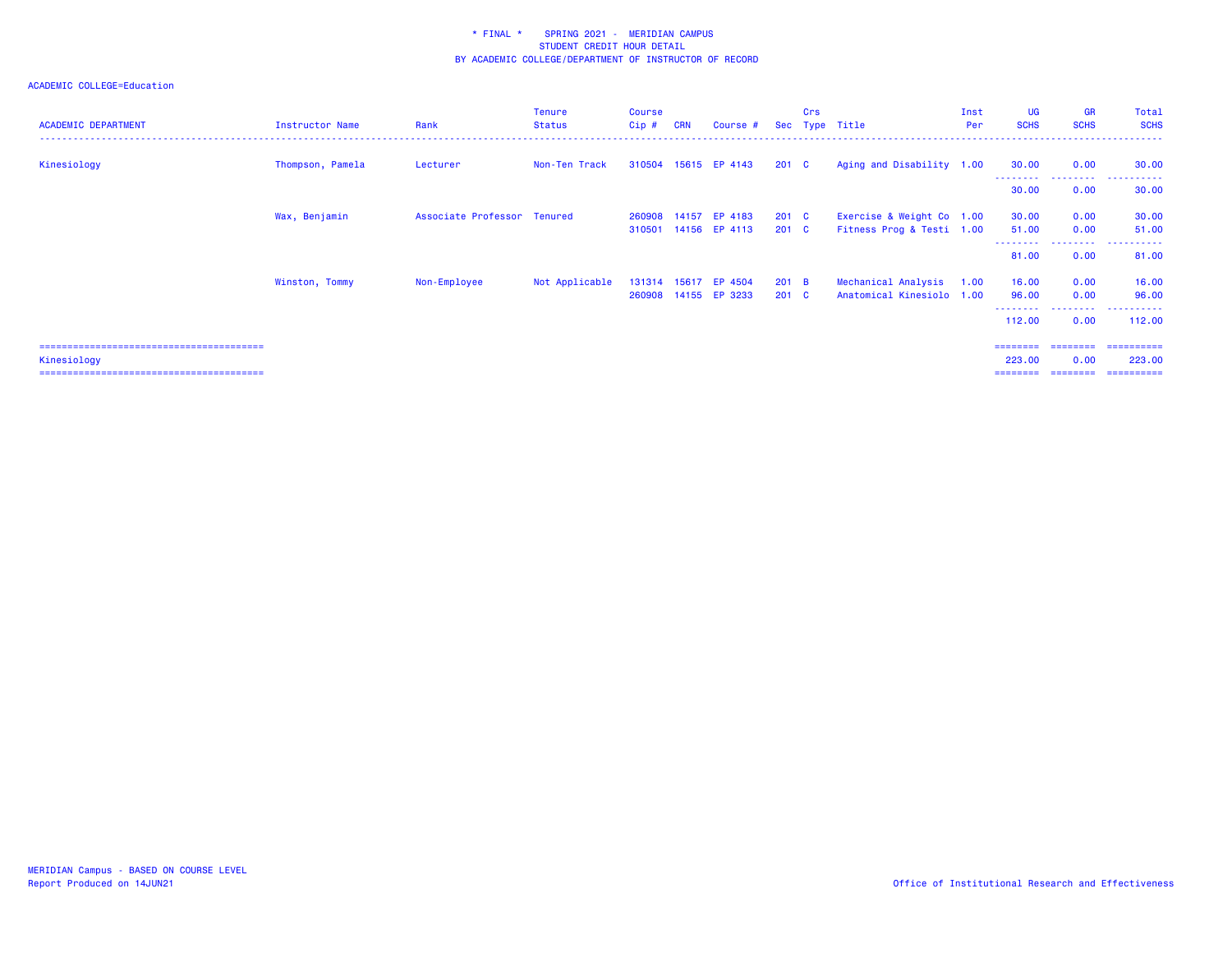# * FINAL * SPRING 2021 - MERIDIAN CAMPUS
## STUDENT CREDIT HOUR DETAIL
## BY ACADEMIC COLLEGE/DEPARTMENT OF INSTRUCTOR OF RECORD

ACADEMIC COLLEGE=Education

| ACADEMIC DEPARTMENT | Instructor Name | Rank | Tenure Status | Course Cip # | CRN | Course # | Sec | Crs Type | Title | Inst Per | UG SCHS | GR SCHS | Total SCHS |
|---|---|---|---|---|---|---|---|---|---|---|---|---|---|
| Kinesiology | Thompson, Pamela | Lecturer | Non-Ten Track | 310504 | 15615 | EP 4143 | 201 | C | Aging and Disability | 1.00 | 30.00 | 0.00 | 30.00 |
| | | | | | | | | | | | 30.00 | 0.00 | 30.00 |
| | Wax, Benjamin | Associate Professor | Tenured | 260908 | 14157 | EP 4183 | 201 | C | Exercise & Weight Co | 1.00 | 30.00 | 0.00 | 30.00 |
| | | | | 310501 | 14156 | EP 4113 | 201 | C | Fitness Prog & Testi | 1.00 | 51.00 | 0.00 | 51.00 |
| | | | | | | | | | | | 81.00 | 0.00 | 81.00 |
| | Winston, Tommy | Non-Employee | Not Applicable | 131314 | 15617 | EP 4504 | 201 | B | Mechanical Analysis | 1.00 | 16.00 | 0.00 | 16.00 |
| | | | | 260908 | 14155 | EP 3233 | 201 | C | Anatomical Kinesiolo | 1.00 | 96.00 | 0.00 | 96.00 |
| | | | | | | | | | | | 112.00 | 0.00 | 112.00 |
| Kinesiology | | | | | | | | | | | 223.00 | 0.00 | 223.00 |

MERIDIAN Campus - BASED ON COURSE LEVEL
Report Produced on 14JUN21

Office of Institutional Research and Effectiveness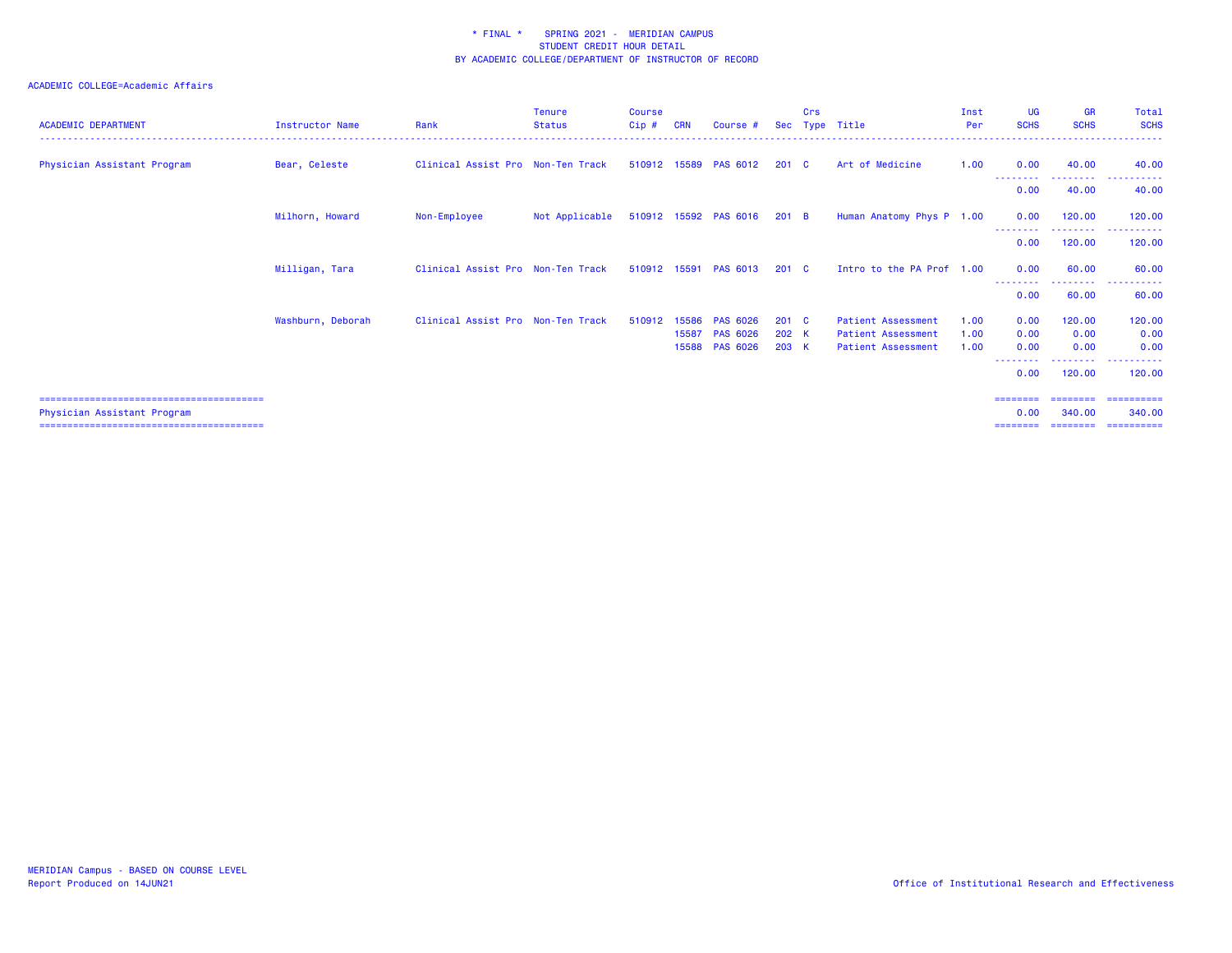\* FINAL \*    SPRING 2021 -  MERIDIAN CAMPUS
STUDENT CREDIT HOUR DETAIL
BY ACADEMIC COLLEGE/DEPARTMENT OF INSTRUCTOR OF RECORD

ACADEMIC COLLEGE=Academic Affairs

| ACADEMIC DEPARTMENT | Instructor Name | Rank | Tenure Status | Course Cip # | CRN | Course # | Sec | Crs Type | Title | Inst Per | UG SCHS | GR SCHS | Total SCHS |
|---|---|---|---|---|---|---|---|---|---|---|---|---|---|
| Physician Assistant Program | Bear, Celeste | Clinical Assist Pro | Non-Ten Track | 510912 | 15589 | PAS 6012 | 201 | C | Art of Medicine | 1.00 | 0.00 | 40.00 | 40.00 |
| | | | | | | | | | | | 0.00 | 40.00 | 40.00 |
| | Milhorn, Howard | Non-Employee | Not Applicable | 510912 | 15592 | PAS 6016 | 201 | B | Human Anatomy Phys P | 1.00 | 0.00 | 120.00 | 120.00 |
| | | | | | | | | | | | 0.00 | 120.00 | 120.00 |
| | Milligan, Tara | Clinical Assist Pro | Non-Ten Track | 510912 | 15591 | PAS 6013 | 201 | C | Intro to the PA Prof | 1.00 | 0.00 | 60.00 | 60.00 |
| | | | | | | | | | | | 0.00 | 60.00 | 60.00 |
| | Washburn, Deborah | Clinical Assist Pro | Non-Ten Track | 510912 | 15586 | PAS 6026 | 201 | C | Patient Assessment | 1.00 | 0.00 | 120.00 | 120.00 |
| | | | | | 15587 | PAS 6026 | 202 | K | Patient Assessment | 1.00 | 0.00 | 0.00 | 0.00 |
| | | | | | 15588 | PAS 6026 | 203 | K | Patient Assessment | 1.00 | 0.00 | 0.00 | 0.00 |
| | | | | | | | | | | | 0.00 | 120.00 | 120.00 |
| Physician Assistant Program | | | | | | | | | | | 0.00 | 340.00 | 340.00 |

MERIDIAN Campus - BASED ON COURSE LEVEL
Report Produced on 14JUN21

Office of Institutional Research and Effectiveness